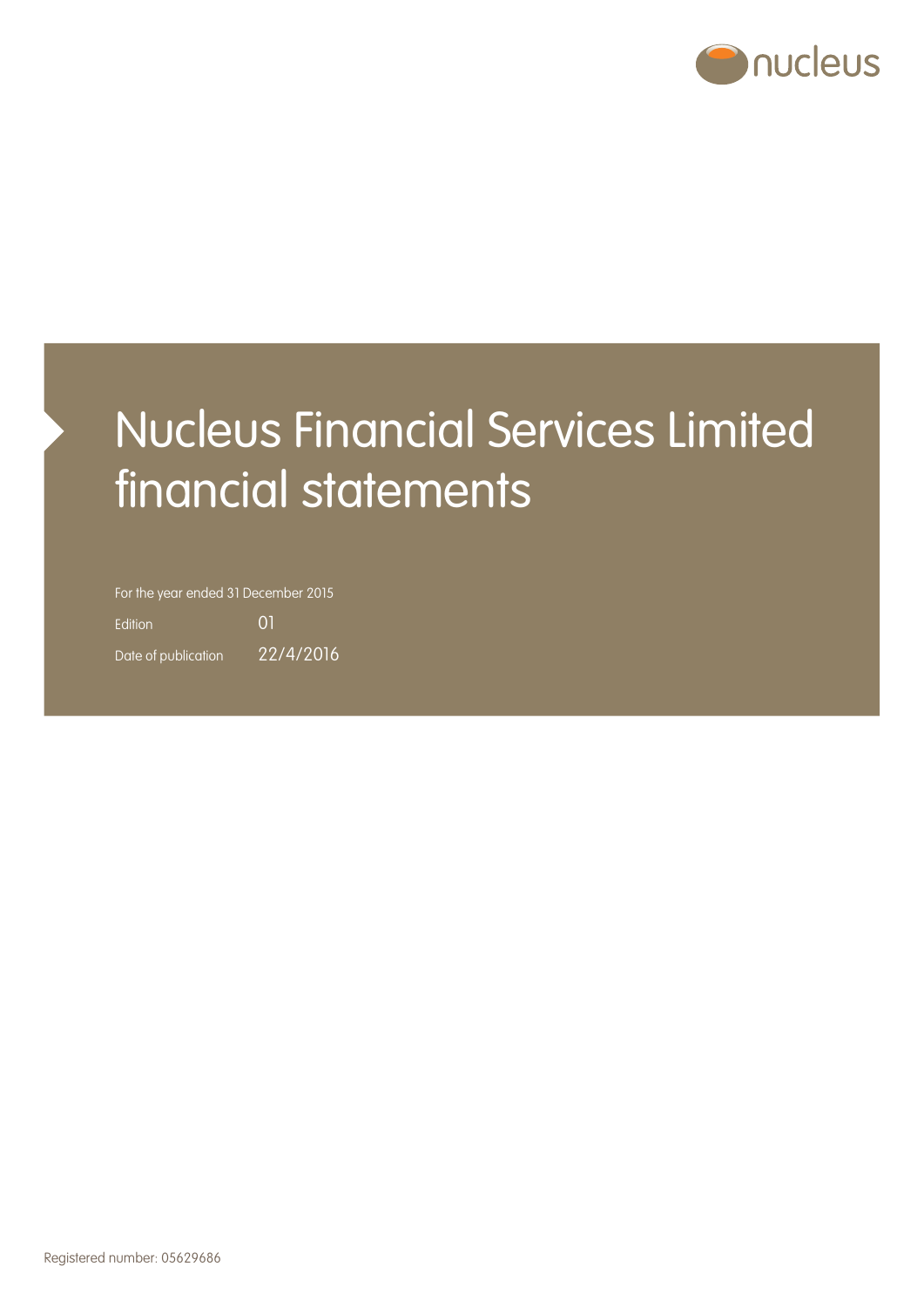nucleus

# Nucleus Financial Services Limited financial statements

For the year ended 31 December 2015

Edition 01

Date of publication 22/4/2016

Registered number: 05629686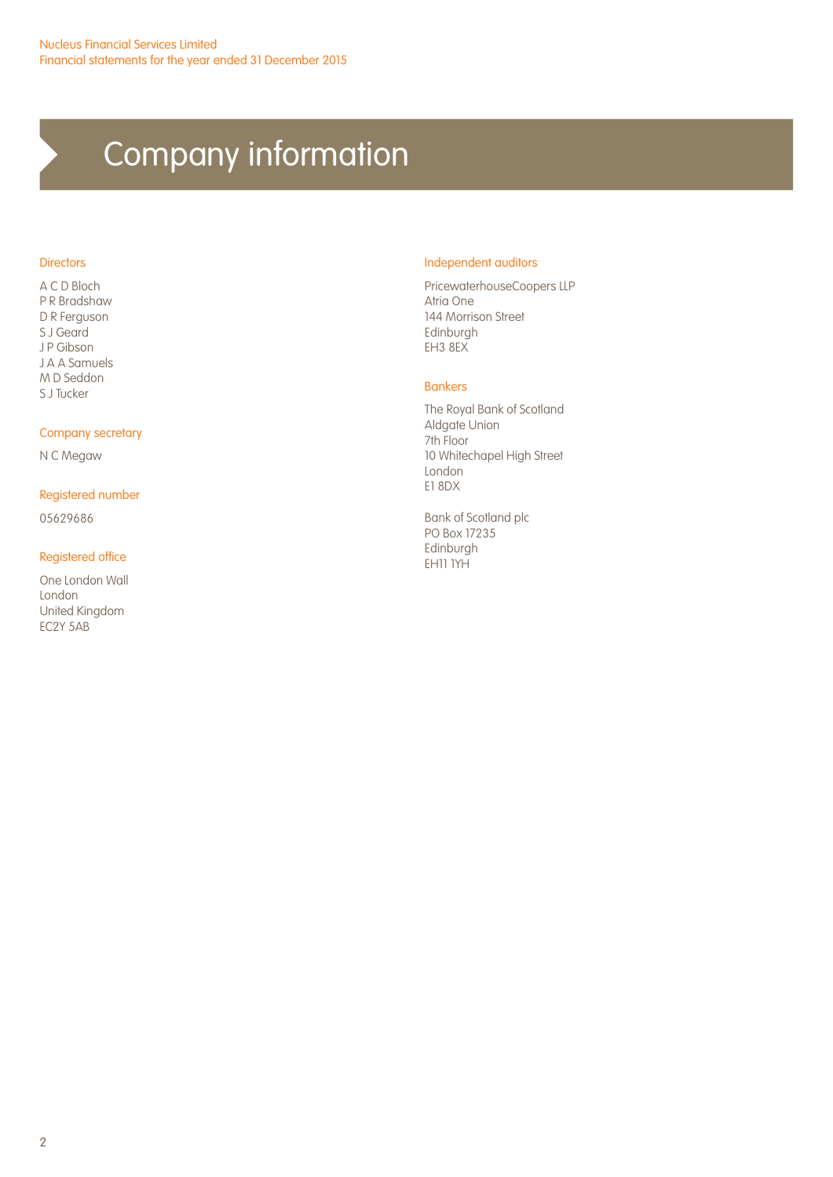# Company information

### Directors

A C D Bloch
P R Bradshaw
D R Ferguson
S J Geard
J P Gibson
J A A Samuels
M D Seddon
S J Tucker

### Company secretary

N C Megaw

### Registered number

05629686

### Registered office

One London Wall
London
United Kingdom
EC2Y 5AB

### Independent auditors

PricewaterhouseCoopers LLP
Atria One
144 Morrison Street
Edinburgh
EH3 8EX

### Bankers

The Royal Bank of Scotland
Aldgate Union
7th Floor
10 Whitechapel High Street
London
E1 8DX

Bank of Scotland plc
PO Box 17235
Edinburgh
EH11 1YH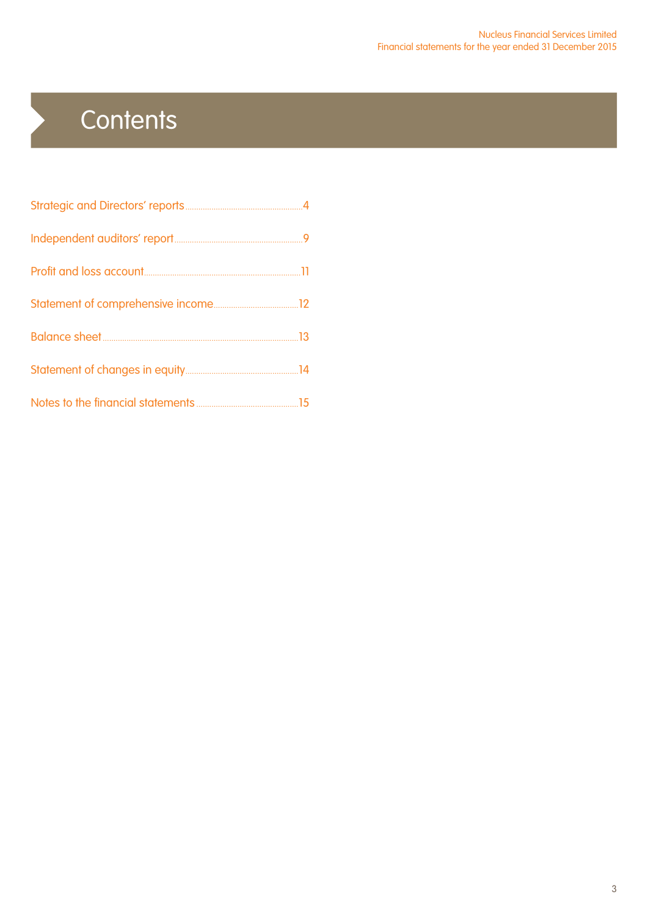# Contents

Strategic and Directors' reports ........ 4

Independent auditors' report ........ 9

Profit and loss account ........ 11

Statement of comprehensive income ........ 12

Balance sheet ........ 13

Statement of changes in equity ........ 14

Notes to the financial statements ........ 15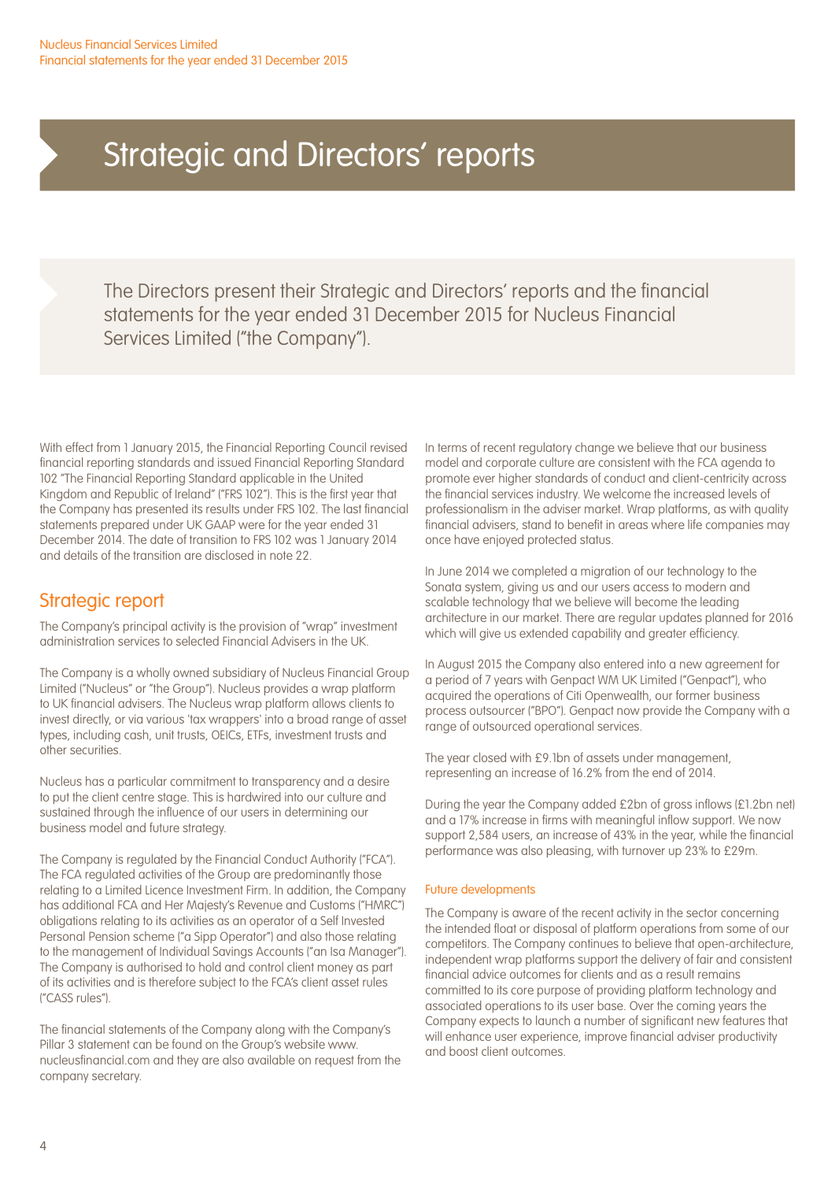# Strategic and Directors' reports

The Directors present their Strategic and Directors' reports and the financial statements for the year ended 31 December 2015 for Nucleus Financial Services Limited ("the Company").

With effect from 1 January 2015, the Financial Reporting Council revised financial reporting standards and issued Financial Reporting Standard 102 "The Financial Reporting Standard applicable in the United Kingdom and Republic of Ireland" ("FRS 102"). This is the first year that the Company has presented its results under FRS 102. The last financial statements prepared under UK GAAP were for the year ended 31 December 2014. The date of transition to FRS 102 was 1 January 2014 and details of the transition are disclosed in note 22.

## Strategic report

The Company's principal activity is the provision of "wrap" investment administration services to selected Financial Advisers in the UK.

The Company is a wholly owned subsidiary of Nucleus Financial Group Limited ("Nucleus" or "the Group"). Nucleus provides a wrap platform to UK financial advisers. The Nucleus wrap platform allows clients to invest directly, or via various 'tax wrappers' into a broad range of asset types, including cash, unit trusts, OEICs, ETFs, investment trusts and other securities.

Nucleus has a particular commitment to transparency and a desire to put the client centre stage. This is hardwired into our culture and sustained through the influence of our users in determining our business model and future strategy.

The Company is regulated by the Financial Conduct Authority ("FCA"). The FCA regulated activities of the Group are predominantly those relating to a Limited Licence Investment Firm. In addition, the Company has additional FCA and Her Majesty's Revenue and Customs ("HMRC") obligations relating to its activities as an operator of a Self Invested Personal Pension scheme ("a Sipp Operator") and also those relating to the management of Individual Savings Accounts ("an Isa Manager"). The Company is authorised to hold and control client money as part of its activities and is therefore subject to the FCA's client asset rules ("CASS rules").

The financial statements of the Company along with the Company's Pillar 3 statement can be found on the Group's website www.nucleusfinancial.com and they are also available on request from the company secretary.

In terms of recent regulatory change we believe that our business model and corporate culture are consistent with the FCA agenda to promote ever higher standards of conduct and client-centricity across the financial services industry. We welcome the increased levels of professionalism in the adviser market. Wrap platforms, as with quality financial advisers, stand to benefit in areas where life companies may once have enjoyed protected status.

In June 2014 we completed a migration of our technology to the Sonata system, giving us and our users access to modern and scalable technology that we believe will become the leading architecture in our market. There are regular updates planned for 2016 which will give us extended capability and greater efficiency.

In August 2015 the Company also entered into a new agreement for a period of 7 years with Genpact WM UK Limited ("Genpact"), who acquired the operations of Citi Openwealth, our former business process outsourcer ("BPO"). Genpact now provide the Company with a range of outsourced operational services.

The year closed with £9.1bn of assets under management, representing an increase of 16.2% from the end of 2014.

During the year the Company added £2bn of gross inflows (£1.2bn net) and a 17% increase in firms with meaningful inflow support. We now support 2,584 users, an increase of 43% in the year, while the financial performance was also pleasing, with turnover up 23% to £29m.

### Future developments

The Company is aware of the recent activity in the sector concerning the intended float or disposal of platform operations from some of our competitors. The Company continues to believe that open-architecture, independent wrap platforms support the delivery of fair and consistent financial advice outcomes for clients and as a result remains committed to its core purpose of providing platform technology and associated operations to its user base. Over the coming years the Company expects to launch a number of significant new features that will enhance user experience, improve financial adviser productivity and boost client outcomes.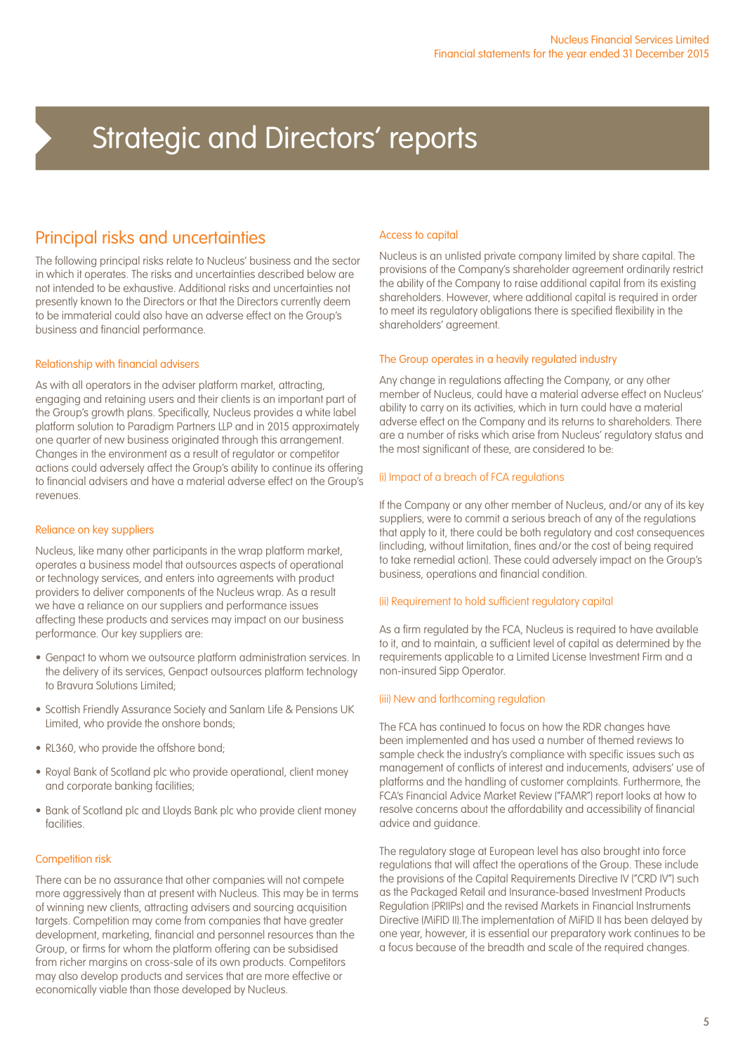# Strategic and Directors' reports

## Principal risks and uncertainties

The following principal risks relate to Nucleus' business and the sector in which it operates. The risks and uncertainties described below are not intended to be exhaustive. Additional risks and uncertainties not presently known to the Directors or that the Directors currently deem to be immaterial could also have an adverse effect on the Group's business and financial performance.

### Relationship with financial advisers

As with all operators in the adviser platform market, attracting, engaging and retaining users and their clients is an important part of the Group's growth plans. Specifically, Nucleus provides a white label platform solution to Paradigm Partners LLP and in 2015 approximately one quarter of new business originated through this arrangement. Changes in the environment as a result of regulator or competitor actions could adversely affect the Group's ability to continue its offering to financial advisers and have a material adverse effect on the Group's revenues.

### Reliance on key suppliers

Nucleus, like many other participants in the wrap platform market, operates a business model that outsources aspects of operational or technology services, and enters into agreements with product providers to deliver components of the Nucleus wrap. As a result we have a reliance on our suppliers and performance issues affecting these products and services may impact on our business performance. Our key suppliers are:

- Genpact to whom we outsource platform administration services. In the delivery of its services, Genpact outsources platform technology to Bravura Solutions Limited;
- Scottish Friendly Assurance Society and Sanlam Life & Pensions UK Limited, who provide the onshore bonds;
- RL360, who provide the offshore bond;
- Royal Bank of Scotland plc who provide operational, client money and corporate banking facilities;
- Bank of Scotland plc and Lloyds Bank plc who provide client money facilities.

### Competition risk

There can be no assurance that other companies will not compete more aggressively than at present with Nucleus. This may be in terms of winning new clients, attracting advisers and sourcing acquisition targets. Competition may come from companies that have greater development, marketing, financial and personnel resources than the Group, or firms for whom the platform offering can be subsidised from richer margins on cross-sale of its own products. Competitors may also develop products and services that are more effective or economically viable than those developed by Nucleus.

### Access to capital

Nucleus is an unlisted private company limited by share capital. The provisions of the Company's shareholder agreement ordinarily restrict the ability of the Company to raise additional capital from its existing shareholders. However, where additional capital is required in order to meet its regulatory obligations there is specified flexibility in the shareholders' agreement.

### The Group operates in a heavily regulated industry

Any change in regulations affecting the Company, or any other member of Nucleus, could have a material adverse effect on Nucleus' ability to carry on its activities, which in turn could have a material adverse effect on the Company and its returns to shareholders. There are a number of risks which arise from Nucleus' regulatory status and the most significant of these, are considered to be:

#### (i) Impact of a breach of FCA regulations

If the Company or any other member of Nucleus, and/or any of its key suppliers, were to commit a serious breach of any of the regulations that apply to it, there could be both regulatory and cost consequences (including, without limitation, fines and/or the cost of being required to take remedial action). These could adversely impact on the Group's business, operations and financial condition.

#### (ii) Requirement to hold sufficient regulatory capital

As a firm regulated by the FCA, Nucleus is required to have available to it, and to maintain, a sufficient level of capital as determined by the requirements applicable to a Limited License Investment Firm and a non-insured Sipp Operator.

#### (iii) New and forthcoming regulation

The FCA has continued to focus on how the RDR changes have been implemented and has used a number of themed reviews to sample check the industry's compliance with specific issues such as management of conflicts of interest and inducements, advisers' use of platforms and the handling of customer complaints. Furthermore, the FCA's Financial Advice Market Review ("FAMR") report looks at how to resolve concerns about the affordability and accessibility of financial advice and guidance.

The regulatory stage at European level has also brought into force regulations that will affect the operations of the Group. These include the provisions of the Capital Requirements Directive IV ("CRD IV") such as the Packaged Retail and Insurance-based Investment Products Regulation (PRIIPs) and the revised Markets in Financial Instruments Directive (MiFID II).The implementation of MiFID II has been delayed by one year, however, it is essential our preparatory work continues to be a focus because of the breadth and scale of the required changes.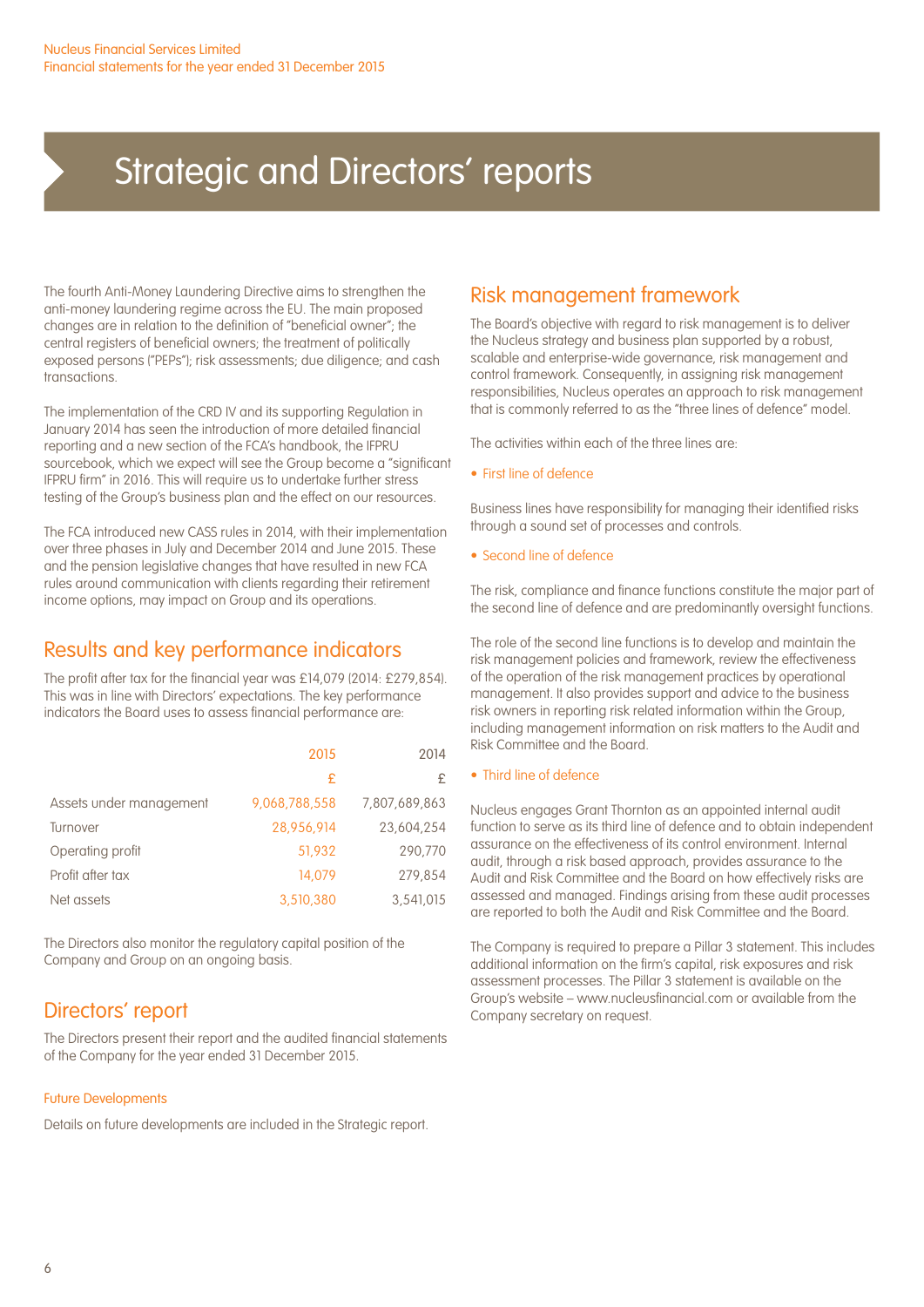// Strategic and Directors' reports

# Strategic and Directors' reports

The fourth Anti-Money Laundering Directive aims to strengthen the anti-money laundering regime across the EU. The main proposed changes are in relation to the definition of "beneficial owner"; the central registers of beneficial owners; the treatment of politically exposed persons ("PEPs"); risk assessments; due diligence; and cash transactions.

The implementation of the CRD IV and its supporting Regulation in January 2014 has seen the introduction of more detailed financial reporting and a new section of the FCA's handbook, the IFPRU sourcebook, which we expect will see the Group become a "significant IFPRU firm" in 2016. This will require us to undertake further stress testing of the Group's business plan and the effect on our resources.

The FCA introduced new CASS rules in 2014, with their implementation over three phases in July and December 2014 and June 2015. These and the pension legislative changes that have resulted in new FCA rules around communication with clients regarding their retirement income options, may impact on Group and its operations.

## Results and key performance indicators

The profit after tax for the financial year was £14,079 (2014: £279,854). This was in line with Directors' expectations. The key performance indicators the Board uses to assess financial performance are:

| | 2015 | 2014 |
|---|---|---|
| | £ | £ |
| Assets under management | 9,068,788,558 | 7,807,689,863 |
| Turnover | 28,956,914 | 23,604,254 |
| Operating profit | 51,932 | 290,770 |
| Profit after tax | 14,079 | 279,854 |
| Net assets | 3,510,380 | 3,541,015 |

The Directors also monitor the regulatory capital position of the Company and Group on an ongoing basis.

## Directors' report

The Directors present their report and the audited financial statements of the Company for the year ended 31 December 2015.

### Future Developments

Details on future developments are included in the Strategic report.

## Risk management framework

The Board's objective with regard to risk management is to deliver the Nucleus strategy and business plan supported by a robust, scalable and enterprise-wide governance, risk management and control framework. Consequently, in assigning risk management responsibilities, Nucleus operates an approach to risk management that is commonly referred to as the "three lines of defence" model.

The activities within each of the three lines are:

- First line of defence

Business lines have responsibility for managing their identified risks through a sound set of processes and controls.

- Second line of defence

The risk, compliance and finance functions constitute the major part of the second line of defence and are predominantly oversight functions.

The role of the second line functions is to develop and maintain the risk management policies and framework, review the effectiveness of the operation of the risk management practices by operational management. It also provides support and advice to the business risk owners in reporting risk related information within the Group, including management information on risk matters to the Audit and Risk Committee and the Board.

- Third line of defence

Nucleus engages Grant Thornton as an appointed internal audit function to serve as its third line of defence and to obtain independent assurance on the effectiveness of its control environment. Internal audit, through a risk based approach, provides assurance to the Audit and Risk Committee and the Board on how effectively risks are assessed and managed. Findings arising from these audit processes are reported to both the Audit and Risk Committee and the Board.

The Company is required to prepare a Pillar 3 statement. This includes additional information on the firm's capital, risk exposures and risk assessment processes. The Pillar 3 statement is available on the Group's website – www.nucleusfinancial.com or available from the Company secretary on request.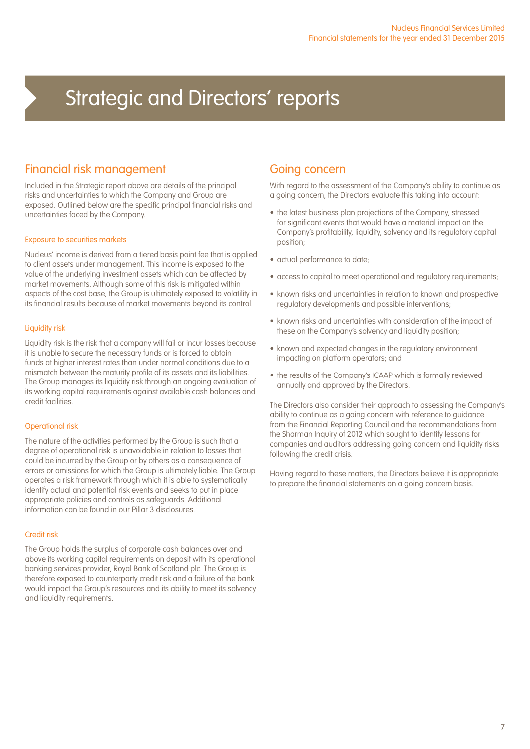# Strategic and Directors' reports

## Financial risk management

Included in the Strategic report above are details of the principal risks and uncertainties to which the Company and Group are exposed. Outlined below are the specific principal financial risks and uncertainties faced by the Company.

### Exposure to securities markets

Nucleus' income is derived from a tiered basis point fee that is applied to client assets under management. This income is exposed to the value of the underlying investment assets which can be affected by market movements. Although some of this risk is mitigated within aspects of the cost base, the Group is ultimately exposed to volatility in its financial results because of market movements beyond its control.

### Liquidity risk

Liquidity risk is the risk that a company will fail or incur losses because it is unable to secure the necessary funds or is forced to obtain funds at higher interest rates than under normal conditions due to a mismatch between the maturity profile of its assets and its liabilities. The Group manages its liquidity risk through an ongoing evaluation of its working capital requirements against available cash balances and credit facilities.

### Operational risk

The nature of the activities performed by the Group is such that a degree of operational risk is unavoidable in relation to losses that could be incurred by the Group or by others as a consequence of errors or omissions for which the Group is ultimately liable. The Group operates a risk framework through which it is able to systematically identify actual and potential risk events and seeks to put in place appropriate policies and controls as safeguards. Additional information can be found in our Pillar 3 disclosures.

### Credit risk

The Group holds the surplus of corporate cash balances over and above its working capital requirements on deposit with its operational banking services provider, Royal Bank of Scotland plc. The Group is therefore exposed to counterparty credit risk and a failure of the bank would impact the Group's resources and its ability to meet its solvency and liquidity requirements.

## Going concern

With regard to the assessment of the Company's ability to continue as a going concern, the Directors evaluate this taking into account:

- the latest business plan projections of the Company, stressed for significant events that would have a material impact on the Company's profitability, liquidity, solvency and its regulatory capital position;
- actual performance to date;
- access to capital to meet operational and regulatory requirements;
- known risks and uncertainties in relation to known and prospective regulatory developments and possible interventions;
- known risks and uncertainties with consideration of the impact of these on the Company's solvency and liquidity position;
- known and expected changes in the regulatory environment impacting on platform operators; and
- the results of the Company's ICAAP which is formally reviewed annually and approved by the Directors.

The Directors also consider their approach to assessing the Company's ability to continue as a going concern with reference to guidance from the Financial Reporting Council and the recommendations from the Sharman Inquiry of 2012 which sought to identify lessons for companies and auditors addressing going concern and liquidity risks following the credit crisis.

Having regard to these matters, the Directors believe it is appropriate to prepare the financial statements on a going concern basis.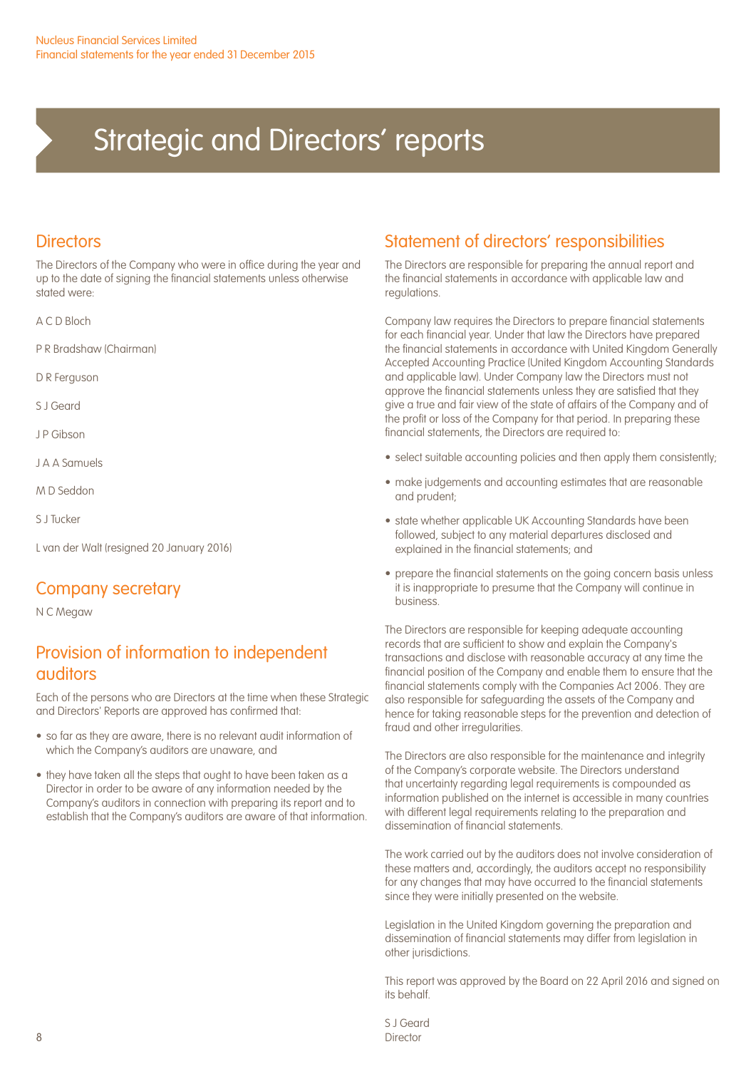# Strategic and Directors' reports

## Directors

The Directors of the Company who were in office during the year and up to the date of signing the financial statements unless otherwise stated were:

A C D Bloch

P R Bradshaw (Chairman)

D R Ferguson

S J Geard

J P Gibson

J A A Samuels

M D Seddon

S J Tucker

L van der Walt (resigned 20 January 2016)

## Company secretary

N C Megaw

## Provision of information to independent auditors

Each of the persons who are Directors at the time when these Strategic and Directors' Reports are approved has confirmed that:

- so far as they are aware, there is no relevant audit information of which the Company's auditors are unaware, and
- they have taken all the steps that ought to have been taken as a Director in order to be aware of any information needed by the Company's auditors in connection with preparing its report and to establish that the Company's auditors are aware of that information.

## Statement of directors' responsibilities

The Directors are responsible for preparing the annual report and the financial statements in accordance with applicable law and regulations.

Company law requires the Directors to prepare financial statements for each financial year. Under that law the Directors have prepared the financial statements in accordance with United Kingdom Generally Accepted Accounting Practice (United Kingdom Accounting Standards and applicable law). Under Company law the Directors must not approve the financial statements unless they are satisfied that they give a true and fair view of the state of affairs of the Company and of the profit or loss of the Company for that period. In preparing these financial statements, the Directors are required to:

- select suitable accounting policies and then apply them consistently;
- make judgements and accounting estimates that are reasonable and prudent;
- state whether applicable UK Accounting Standards have been followed, subject to any material departures disclosed and explained in the financial statements; and
- prepare the financial statements on the going concern basis unless it is inappropriate to presume that the Company will continue in business.

The Directors are responsible for keeping adequate accounting records that are sufficient to show and explain the Company's transactions and disclose with reasonable accuracy at any time the financial position of the Company and enable them to ensure that the financial statements comply with the Companies Act 2006. They are also responsible for safeguarding the assets of the Company and hence for taking reasonable steps for the prevention and detection of fraud and other irregularities.

The Directors are also responsible for the maintenance and integrity of the Company's corporate website. The Directors understand that uncertainty regarding legal requirements is compounded as information published on the internet is accessible in many countries with different legal requirements relating to the preparation and dissemination of financial statements.

The work carried out by the auditors does not involve consideration of these matters and, accordingly, the auditors accept no responsibility for any changes that may have occurred to the financial statements since they were initially presented on the website.

Legislation in the United Kingdom governing the preparation and dissemination of financial statements may differ from legislation in other jurisdictions.

This report was approved by the Board on 22 April 2016 and signed on its behalf.

S J Geard
Director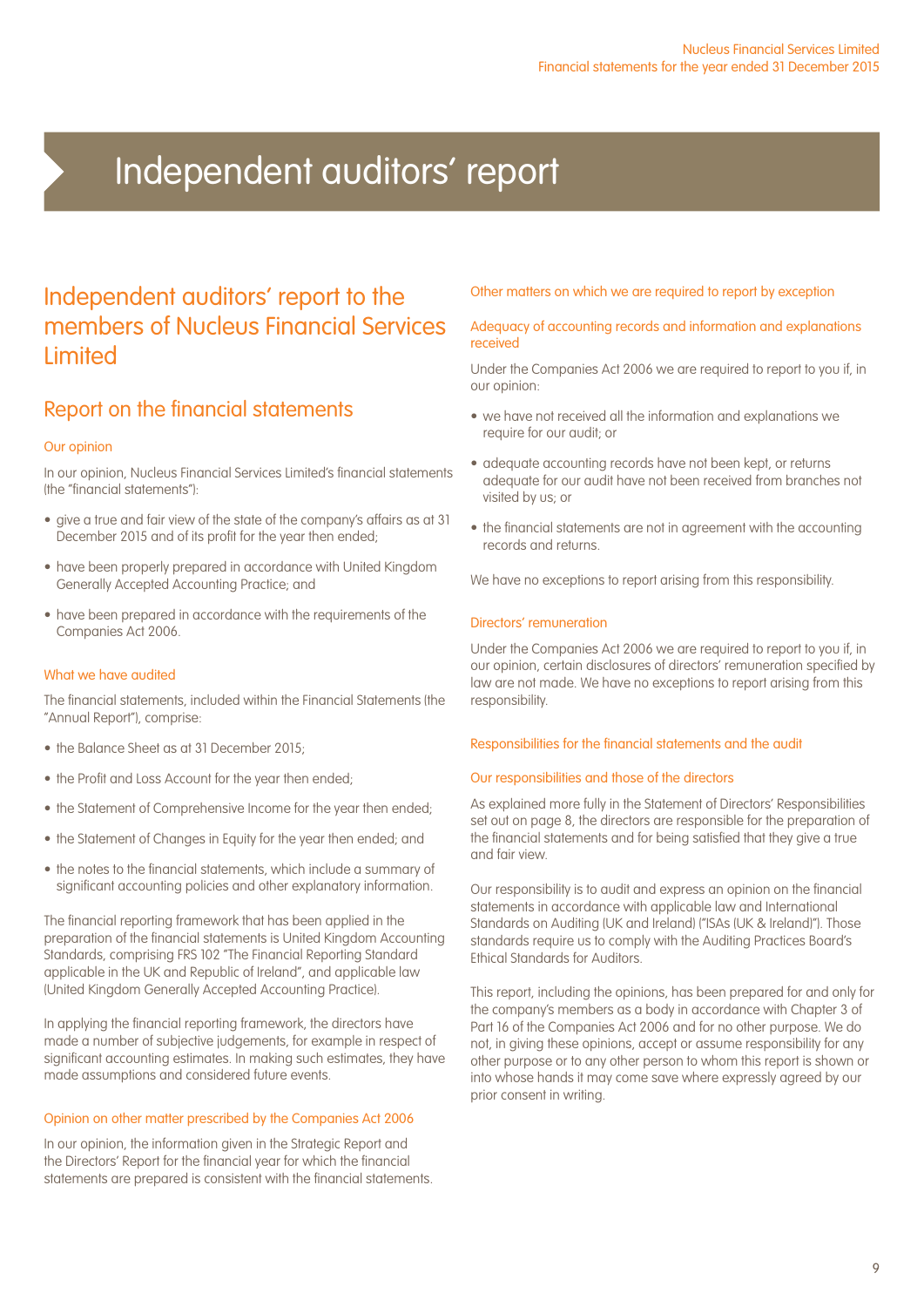# Independent auditors' report

## Independent auditors' report to the members of Nucleus Financial Services Limited

## Report on the financial statements

### Our opinion

In our opinion, Nucleus Financial Services Limited's financial statements (the "financial statements"):

- give a true and fair view of the state of the company's affairs as at 31 December 2015 and of its profit for the year then ended;
- have been properly prepared in accordance with United Kingdom Generally Accepted Accounting Practice; and
- have been prepared in accordance with the requirements of the Companies Act 2006.

### What we have audited

The financial statements, included within the Financial Statements (the "Annual Report"), comprise:

- the Balance Sheet as at 31 December 2015;
- the Profit and Loss Account for the year then ended;
- the Statement of Comprehensive Income for the year then ended;
- the Statement of Changes in Equity for the year then ended; and
- the notes to the financial statements, which include a summary of significant accounting policies and other explanatory information.

The financial reporting framework that has been applied in the preparation of the financial statements is United Kingdom Accounting Standards, comprising FRS 102 "The Financial Reporting Standard applicable in the UK and Republic of Ireland", and applicable law (United Kingdom Generally Accepted Accounting Practice).

In applying the financial reporting framework, the directors have made a number of subjective judgements, for example in respect of significant accounting estimates. In making such estimates, they have made assumptions and considered future events.

### Opinion on other matter prescribed by the Companies Act 2006

In our opinion, the information given in the Strategic Report and the Directors' Report for the financial year for which the financial statements are prepared is consistent with the financial statements.

### Other matters on which we are required to report by exception

### Adequacy of accounting records and information and explanations received

Under the Companies Act 2006 we are required to report to you if, in our opinion:

- we have not received all the information and explanations we require for our audit; or
- adequate accounting records have not been kept, or returns adequate for our audit have not been received from branches not visited by us; or
- the financial statements are not in agreement with the accounting records and returns.

We have no exceptions to report arising from this responsibility.

### Directors' remuneration

Under the Companies Act 2006 we are required to report to you if, in our opinion, certain disclosures of directors' remuneration specified by law are not made. We have no exceptions to report arising from this responsibility.

### Responsibilities for the financial statements and the audit

### Our responsibilities and those of the directors

As explained more fully in the Statement of Directors' Responsibilities set out on page 8, the directors are responsible for the preparation of the financial statements and for being satisfied that they give a true and fair view.

Our responsibility is to audit and express an opinion on the financial statements in accordance with applicable law and International Standards on Auditing (UK and Ireland) ("ISAs (UK & Ireland)"). Those standards require us to comply with the Auditing Practices Board's Ethical Standards for Auditors.

This report, including the opinions, has been prepared for and only for the company's members as a body in accordance with Chapter 3 of Part 16 of the Companies Act 2006 and for no other purpose. We do not, in giving these opinions, accept or assume responsibility for any other purpose or to any other person to whom this report is shown or into whose hands it may come save where expressly agreed by our prior consent in writing.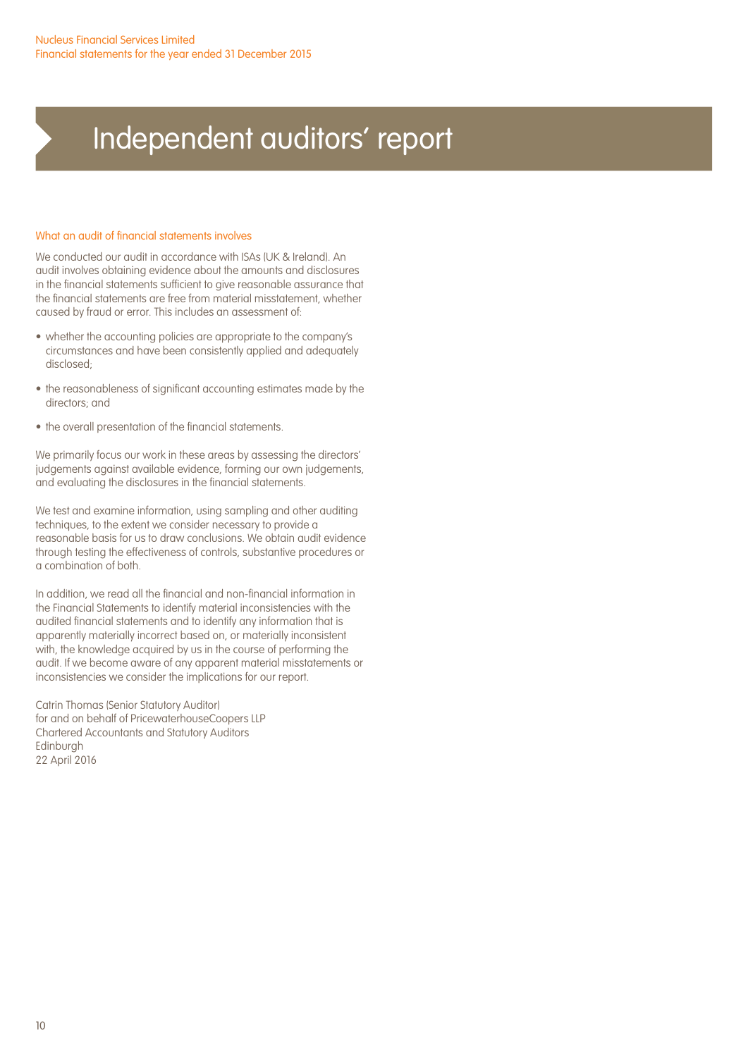# Independent auditors' report

### What an audit of financial statements involves

We conducted our audit in accordance with ISAs (UK & Ireland). An audit involves obtaining evidence about the amounts and disclosures in the financial statements sufficient to give reasonable assurance that the financial statements are free from material misstatement, whether caused by fraud or error. This includes an assessment of:

- whether the accounting policies are appropriate to the company's circumstances and have been consistently applied and adequately disclosed;
- the reasonableness of significant accounting estimates made by the directors; and
- the overall presentation of the financial statements.

We primarily focus our work in these areas by assessing the directors' judgements against available evidence, forming our own judgements, and evaluating the disclosures in the financial statements.

We test and examine information, using sampling and other auditing techniques, to the extent we consider necessary to provide a reasonable basis for us to draw conclusions. We obtain audit evidence through testing the effectiveness of controls, substantive procedures or a combination of both.

In addition, we read all the financial and non-financial information in the Financial Statements to identify material inconsistencies with the audited financial statements and to identify any information that is apparently materially incorrect based on, or materially inconsistent with, the knowledge acquired by us in the course of performing the audit. If we become aware of any apparent material misstatements or inconsistencies we consider the implications for our report.

Catrin Thomas (Senior Statutory Auditor)
for and on behalf of PricewaterhouseCoopers LLP
Chartered Accountants and Statutory Auditors
Edinburgh
22 April 2016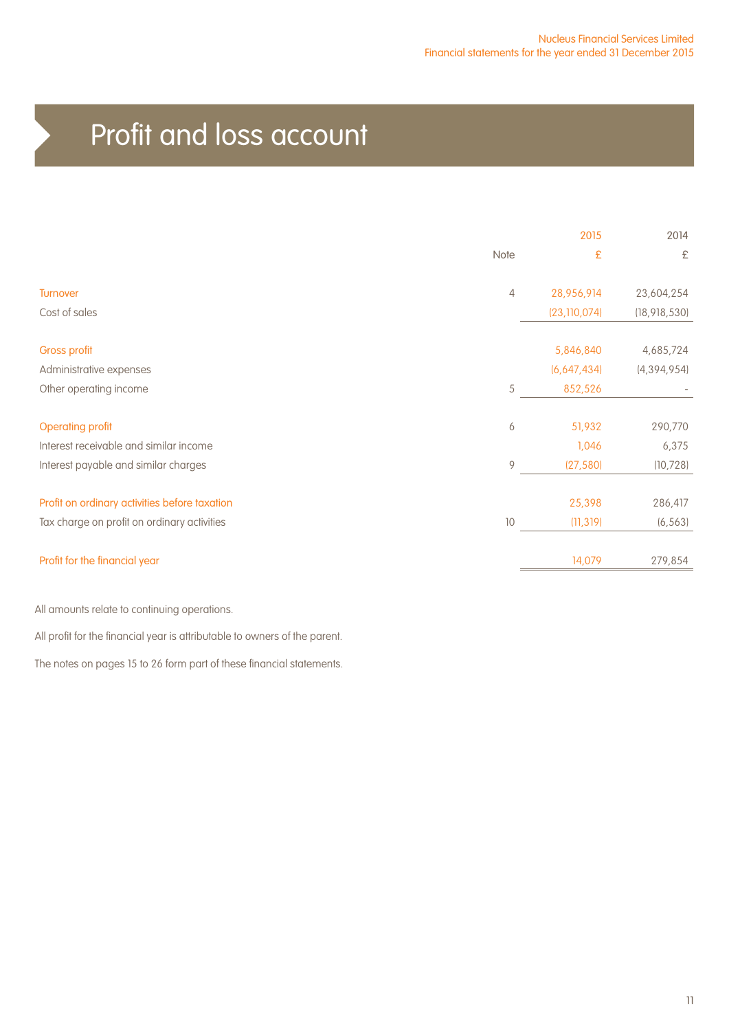# Profit and loss account

| | Note | 2015<br>£ | 2014<br>£ |
|---|---|---|---|
| Turnover | 4 | 28,956,914 | 23,604,254 |
| Cost of sales | | (23,110,074) | (18,918,530) |
| Gross profit | | 5,846,840 | 4,685,724 |
| Administrative expenses | | (6,647,434) | (4,394,954) |
| Other operating income | 5 | 852,526 | - |
| Operating profit | 6 | 51,932 | 290,770 |
| Interest receivable and similar income | | 1,046 | 6,375 |
| Interest payable and similar charges | 9 | (27,580) | (10,728) |
| Profit on ordinary activities before taxation | | 25,398 | 286,417 |
| Tax charge on profit on ordinary activities | 10 | (11,319) | (6,563) |
| Profit for the financial year | | 14,079 | 279,854 |

All amounts relate to continuing operations.

All profit for the financial year is attributable to owners of the parent.

The notes on pages 15 to 26 form part of these financial statements.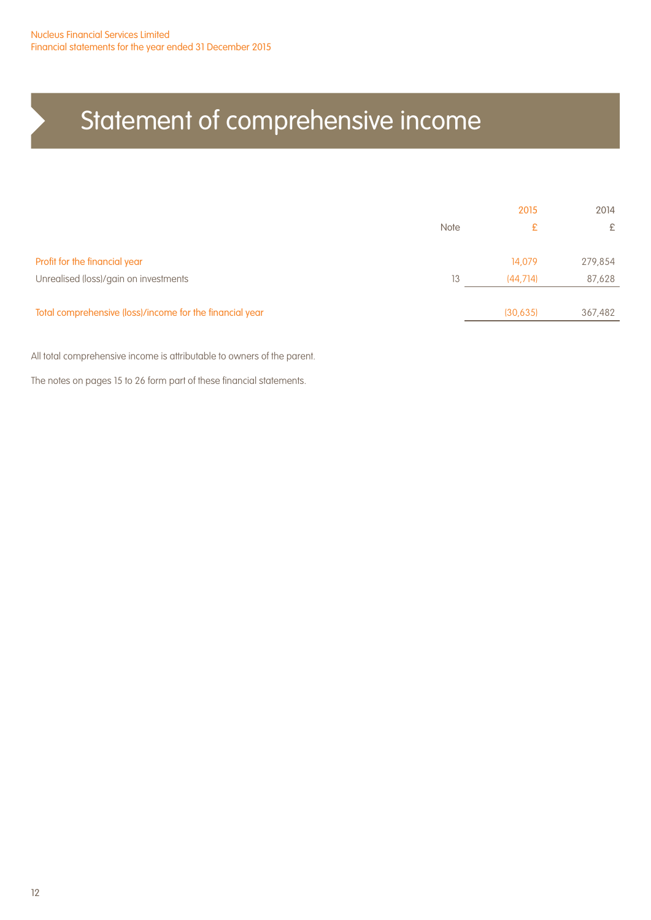# Statement of comprehensive income

| | Note | 2015 £ | 2014 £ |
|---|---|---|---|
| Profit for the financial year | | 14,079 | 279,854 |
| Unrealised (loss)/gain on investments | 13 | (44,714) | 87,628 |
| Total comprehensive (loss)/income for the financial year | | (30,635) | 367,482 |

All total comprehensive income is attributable to owners of the parent.

The notes on pages 15 to 26 form part of these financial statements.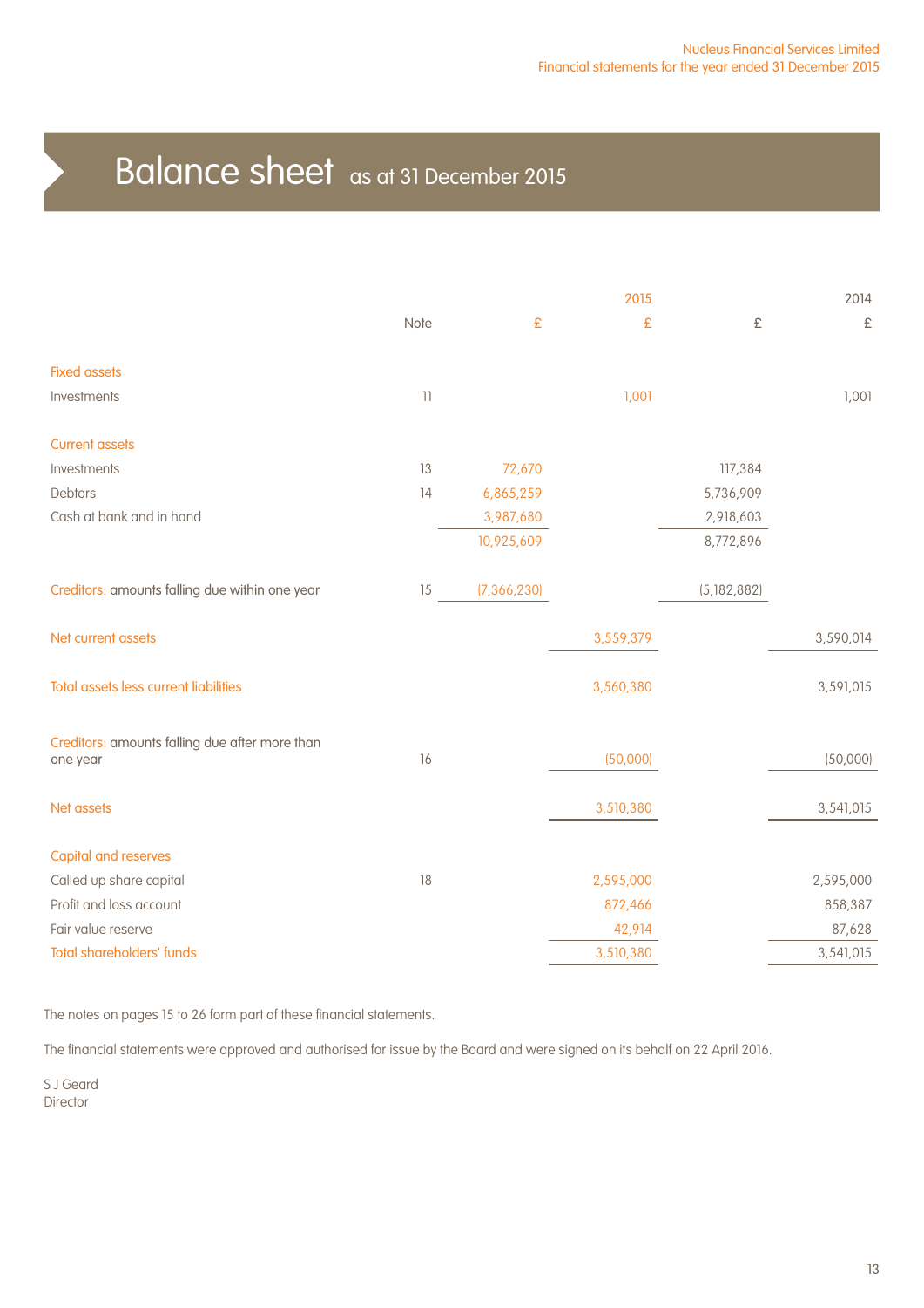# Balance sheet as at 31 December 2015

| | Note | 2015 £ | 2015 £ | 2014 £ | 2014 £ |
|---|---|---|---|---|---|
| **Fixed assets** | | | | | |
| Investments | 11 | | 1,001 | | 1,001 |
| **Current assets** | | | | | |
| Investments | 13 | 72,670 | | 117,384 | |
| Debtors | 14 | 6,865,259 | | 5,736,909 | |
| Cash at bank and in hand | | 3,987,680 | | 2,918,603 | |
| | | 10,925,609 | | 8,772,896 | |
| **Creditors:** amounts falling due within one year | 15 | (7,366,230) | | (5,182,882) | |
| **Net current assets** | | | 3,559,379 | | 3,590,014 |
| **Total assets less current liabilities** | | | 3,560,380 | | 3,591,015 |
| **Creditors:** amounts falling due after more than one year | 16 | | (50,000) | | (50,000) |
| **Net assets** | | | 3,510,380 | | 3,541,015 |
| **Capital and reserves** | | | | | |
| Called up share capital | 18 | | 2,595,000 | | 2,595,000 |
| Profit and loss account | | | 872,466 | | 858,387 |
| Fair value reserve | | | 42,914 | | 87,628 |
| **Total shareholders' funds** | | | 3,510,380 | | 3,541,015 |

The notes on pages 15 to 26 form part of these financial statements.

The financial statements were approved and authorised for issue by the Board and were signed on its behalf on 22 April 2016.

S J Geard
Director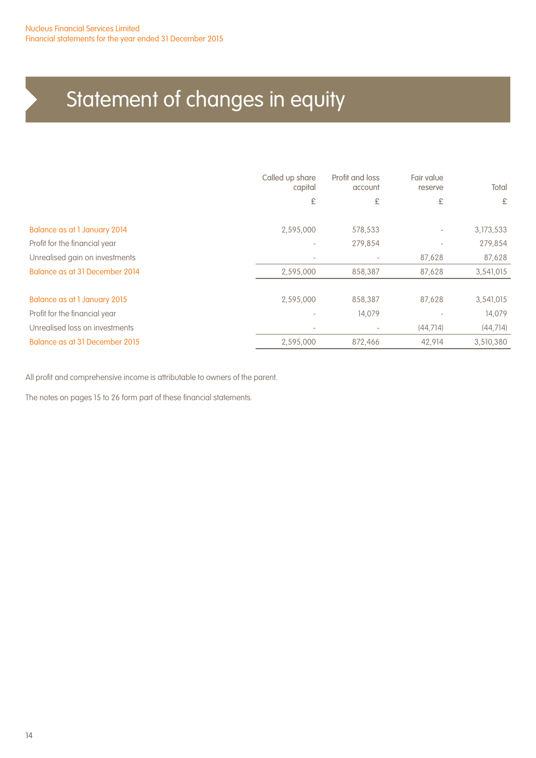# Statement of changes in equity

| | Called up share capital | Profit and loss account | Fair value reserve | Total |
|---|---|---|---|---|
| | £ | £ | £ | £ |
| Balance as at 1 January 2014 | 2,595,000 | 578,533 | - | 3,173,533 |
| Profit for the financial year | - | 279,854 | - | 279,854 |
| Unrealised gain on investments | - | - | 87,628 | 87,628 |
| Balance as at 31 December 2014 | 2,595,000 | 858,387 | 87,628 | 3,541,015 |
| | | | | |
| Balance as at 1 January 2015 | 2,595,000 | 858,387 | 87,628 | 3,541,015 |
| Profit for the financial year | - | 14,079 | - | 14,079 |
| Unrealised loss on investments | - | - | (44,714) | (44,714) |
| Balance as at 31 December 2015 | 2,595,000 | 872,466 | 42,914 | 3,510,380 |

All profit and comprehensive income is attributable to owners of the parent.

The notes on pages 15 to 26 form part of these financial statements.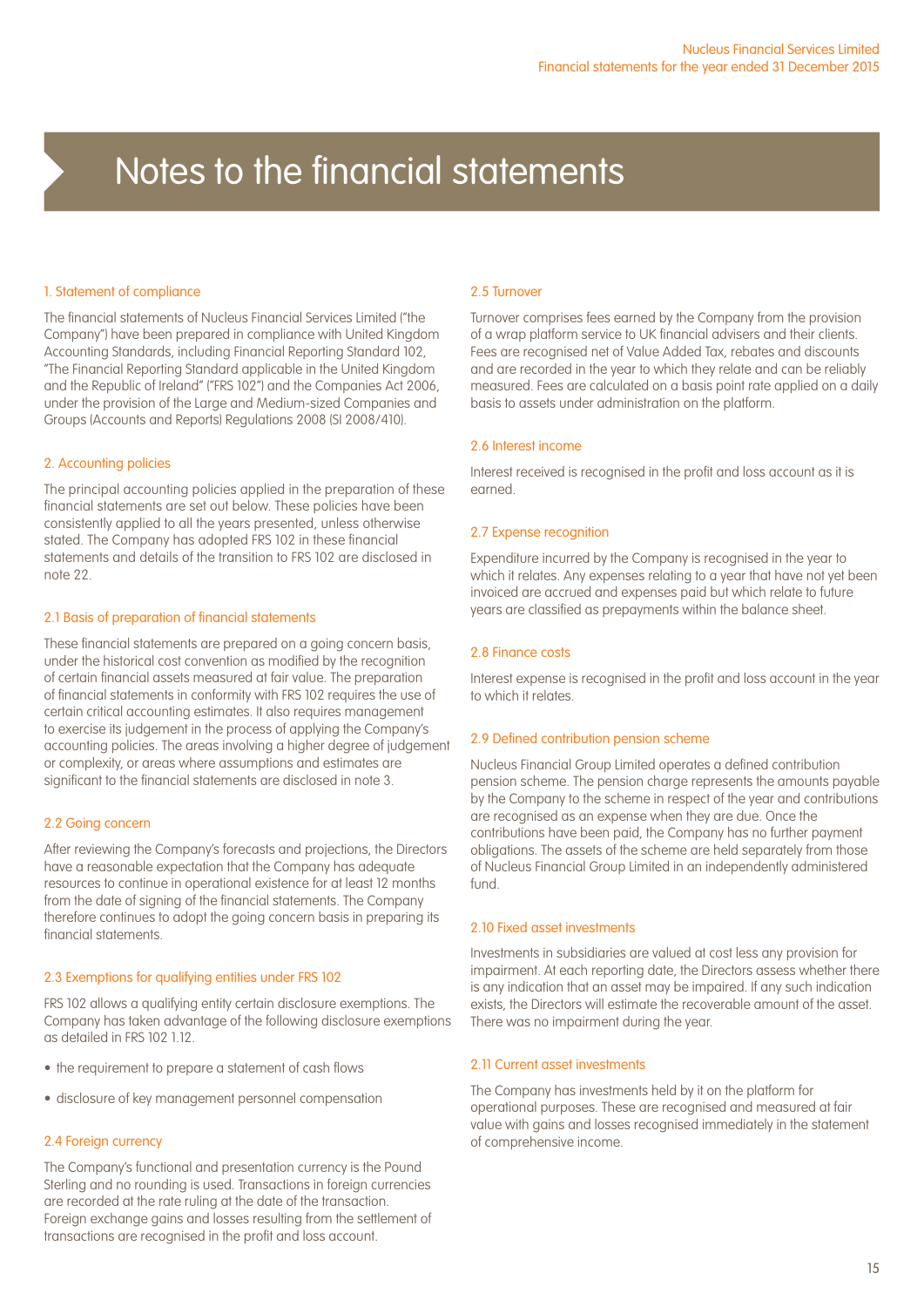# Notes to the financial statements

## 1. Statement of compliance

The financial statements of Nucleus Financial Services Limited ("the Company") have been prepared in compliance with United Kingdom Accounting Standards, including Financial Reporting Standard 102, "The Financial Reporting Standard applicable in the United Kingdom and the Republic of Ireland" ("FRS 102") and the Companies Act 2006, under the provision of the Large and Medium-sized Companies and Groups (Accounts and Reports) Regulations 2008 (SI 2008/410).

## 2. Accounting policies

The principal accounting policies applied in the preparation of these financial statements are set out below. These policies have been consistently applied to all the years presented, unless otherwise stated. The Company has adopted FRS 102 in these financial statements and details of the transition to FRS 102 are disclosed in note 22.

### 2.1 Basis of preparation of financial statements

These financial statements are prepared on a going concern basis, under the historical cost convention as modified by the recognition of certain financial assets measured at fair value. The preparation of financial statements in conformity with FRS 102 requires the use of certain critical accounting estimates. It also requires management to exercise its judgement in the process of applying the Company's accounting policies. The areas involving a higher degree of judgement or complexity, or areas where assumptions and estimates are significant to the financial statements are disclosed in note 3.

### 2.2 Going concern

After reviewing the Company's forecasts and projections, the Directors have a reasonable expectation that the Company has adequate resources to continue in operational existence for at least 12 months from the date of signing of the financial statements. The Company therefore continues to adopt the going concern basis in preparing its financial statements.

### 2.3 Exemptions for qualifying entities under FRS 102

FRS 102 allows a qualifying entity certain disclosure exemptions. The Company has taken advantage of the following disclosure exemptions as detailed in FRS 102 1.12.

- the requirement to prepare a statement of cash flows
- disclosure of key management personnel compensation

### 2.4 Foreign currency

The Company's functional and presentation currency is the Pound Sterling and no rounding is used. Transactions in foreign currencies are recorded at the rate ruling at the date of the transaction. Foreign exchange gains and losses resulting from the settlement of transactions are recognised in the profit and loss account.

### 2.5 Turnover

Turnover comprises fees earned by the Company from the provision of a wrap platform service to UK financial advisers and their clients. Fees are recognised net of Value Added Tax, rebates and discounts and are recorded in the year to which they relate and can be reliably measured. Fees are calculated on a basis point rate applied on a daily basis to assets under administration on the platform.

### 2.6 Interest income

Interest received is recognised in the profit and loss account as it is earned.

### 2.7 Expense recognition

Expenditure incurred by the Company is recognised in the year to which it relates. Any expenses relating to a year that have not yet been invoiced are accrued and expenses paid but which relate to future years are classified as prepayments within the balance sheet.

### 2.8 Finance costs

Interest expense is recognised in the profit and loss account in the year to which it relates.

### 2.9 Defined contribution pension scheme

Nucleus Financial Group Limited operates a defined contribution pension scheme. The pension charge represents the amounts payable by the Company to the scheme in respect of the year and contributions are recognised as an expense when they are due. Once the contributions have been paid, the Company has no further payment obligations. The assets of the scheme are held separately from those of Nucleus Financial Group Limited in an independently administered fund.

### 2.10 Fixed asset investments

Investments in subsidiaries are valued at cost less any provision for impairment. At each reporting date, the Directors assess whether there is any indication that an asset may be impaired. If any such indication exists, the Directors will estimate the recoverable amount of the asset. There was no impairment during the year.

### 2.11 Current asset investments

The Company has investments held by it on the platform for operational purposes. These are recognised and measured at fair value with gains and losses recognised immediately in the statement of comprehensive income.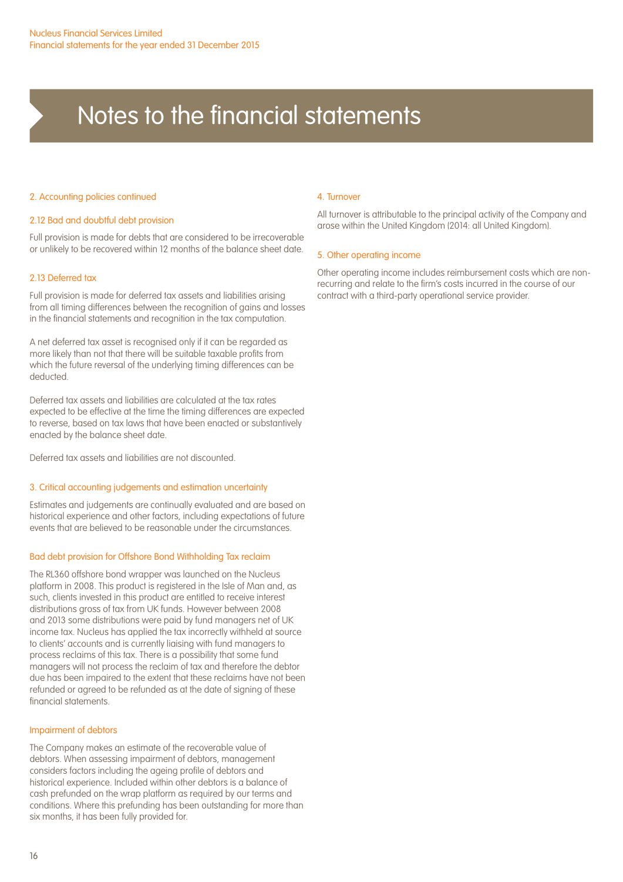# Notes to the financial statements

## 2. Accounting policies continued

### 2.12 Bad and doubtful debt provision

Full provision is made for debts that are considered to be irrecoverable or unlikely to be recovered within 12 months of the balance sheet date.

### 2.13 Deferred tax

Full provision is made for deferred tax assets and liabilities arising from all timing differences between the recognition of gains and losses in the financial statements and recognition in the tax computation.

A net deferred tax asset is recognised only if it can be regarded as more likely than not that there will be suitable taxable profits from which the future reversal of the underlying timing differences can be deducted.

Deferred tax assets and liabilities are calculated at the tax rates expected to be effective at the time the timing differences are expected to reverse, based on tax laws that have been enacted or substantively enacted by the balance sheet date.

Deferred tax assets and liabilities are not discounted.

## 3. Critical accounting judgements and estimation uncertainty

Estimates and judgements are continually evaluated and are based on historical experience and other factors, including expectations of future events that are believed to be reasonable under the circumstances.

### Bad debt provision for Offshore Bond Withholding Tax reclaim

The RL360 offshore bond wrapper was launched on the Nucleus platform in 2008. This product is registered in the Isle of Man and, as such, clients invested in this product are entitled to receive interest distributions gross of tax from UK funds. However between 2008 and 2013 some distributions were paid by fund managers net of UK income tax. Nucleus has applied the tax incorrectly withheld at source to clients' accounts and is currently liaising with fund managers to process reclaims of this tax. There is a possibility that some fund managers will not process the reclaim of tax and therefore the debtor due has been impaired to the extent that these reclaims have not been refunded or agreed to be refunded as at the date of signing of these financial statements.

### Impairment of debtors

The Company makes an estimate of the recoverable value of debtors. When assessing impairment of debtors, management considers factors including the ageing profile of debtors and historical experience. Included within other debtors is a balance of cash prefunded on the wrap platform as required by our terms and conditions. Where this prefunding has been outstanding for more than six months, it has been fully provided for.

## 4. Turnover

All turnover is attributable to the principal activity of the Company and arose within the United Kingdom (2014: all United Kingdom).

## 5. Other operating income

Other operating income includes reimbursement costs which are non-recurring and relate to the firm's costs incurred in the course of our contract with a third-party operational service provider.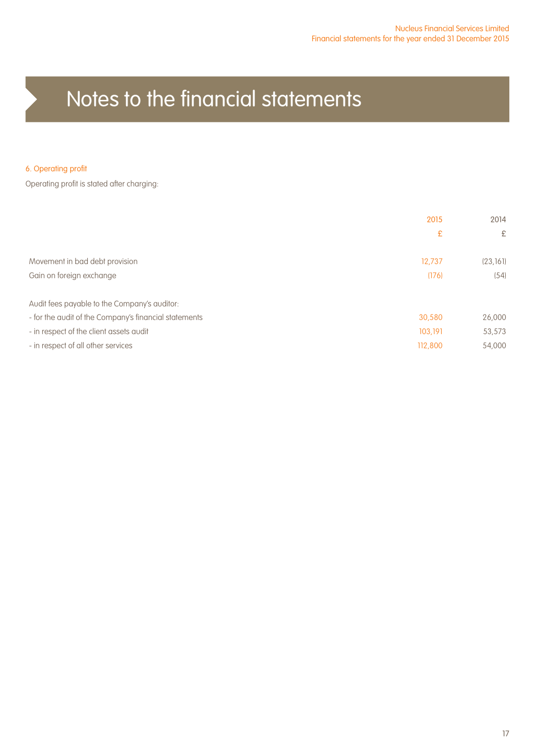# Notes to the financial statements

### 6. Operating profit

Operating profit is stated after charging:

| | 2015 | 2014 |
|---|---|---|
| | £ | £ |
| Movement in bad debt provision | 12,737 | (23,161) |
| Gain on foreign exchange | (176) | (54) |
| | | |
| Audit fees payable to the Company's auditor: | | |
| - for the audit of the Company's financial statements | 30,580 | 26,000 |
| - in respect of the client assets audit | 103,191 | 53,573 |
| - in respect of all other services | 112,800 | 54,000 |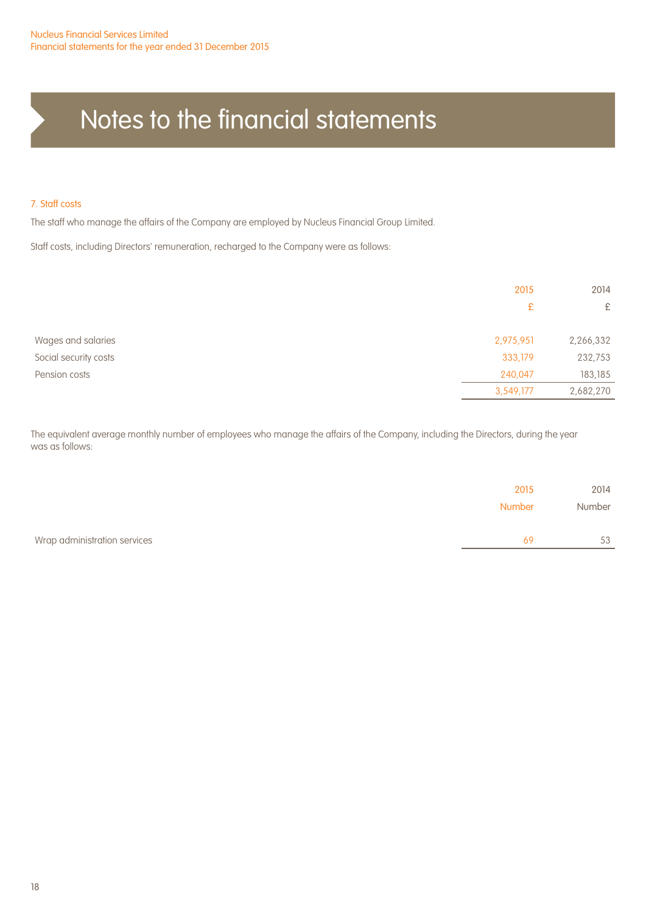# Notes to the financial statements

## 7. Staff costs

The staff who manage the affairs of the Company are employed by Nucleus Financial Group Limited.

Staff costs, including Directors' remuneration, recharged to the Company were as follows:

| | 2015 | 2014 |
|---|---|---|
| | £ | £ |
| Wages and salaries | 2,975,951 | 2,266,332 |
| Social security costs | 333,179 | 232,753 |
| Pension costs | 240,047 | 183,185 |
| | 3,549,177 | 2,682,270 |

The equivalent average monthly number of employees who manage the affairs of the Company, including the Directors, during the year was as follows:

| | 2015 | 2014 |
|---|---|---|
| | Number | Number |
| Wrap administration services | 69 | 53 |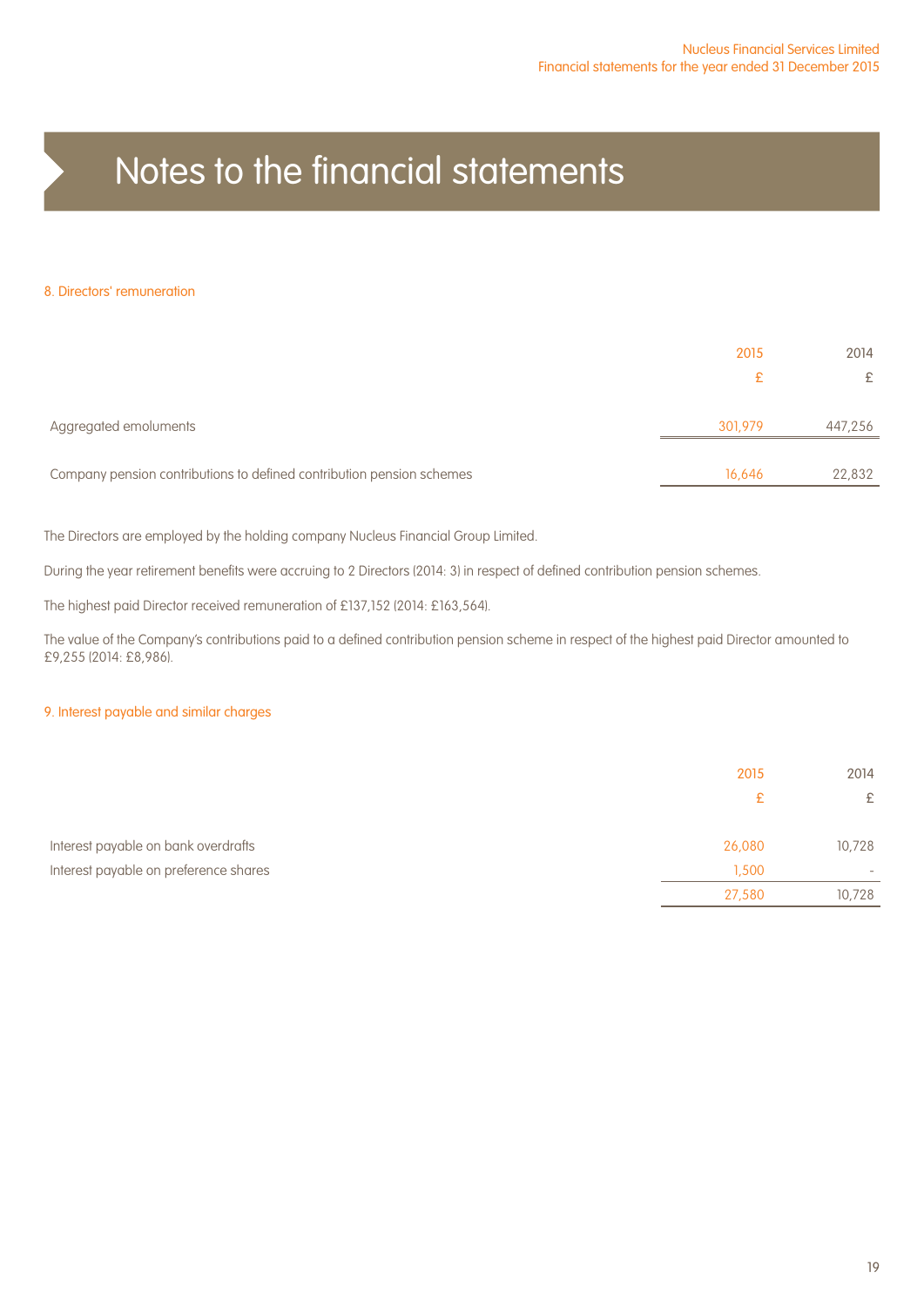# Notes to the financial statements

## 8. Directors' remuneration

| | 2015 | 2014 |
|---|---|---|
| | £ | £ |
| Aggregated emoluments | 301,979 | 447,256 |
| Company pension contributions to defined contribution pension schemes | 16,646 | 22,832 |

The Directors are employed by the holding company Nucleus Financial Group Limited.

During the year retirement benefits were accruing to 2 Directors (2014: 3) in respect of defined contribution pension schemes.

The highest paid Director received remuneration of £137,152 (2014: £163,564).

The value of the Company's contributions paid to a defined contribution pension scheme in respect of the highest paid Director amounted to £9,255 (2014: £8,986).

## 9. Interest payable and similar charges

| | 2015 | 2014 |
|---|---|---|
| | £ | £ |
| Interest payable on bank overdrafts | 26,080 | 10,728 |
| Interest payable on preference shares | 1,500 | - |
| | 27,580 | 10,728 |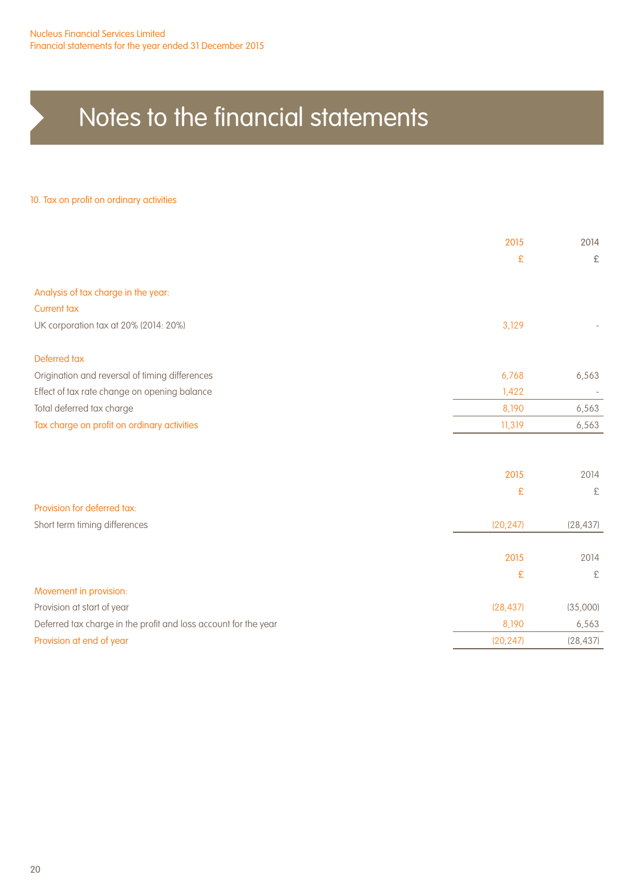# Notes to the financial statements

## 10. Tax on profit on ordinary activities

| | 2015 | 2014 |
|---|---|---|
| | £ | £ |
| **Analysis of tax charge in the year:** | | |
| **Current tax** | | |
| UK corporation tax at 20% (2014: 20%) | 3,129 | - |
| **Deferred tax** | | |
| Origination and reversal of timing differences | 6,768 | 6,563 |
| Effect of tax rate change on opening balance | 1,422 | - |
| Total deferred tax charge | 8,190 | 6,563 |
| **Tax charge on profit on ordinary activities** | 11,319 | 6,563 |

| | 2015 | 2014 |
|---|---|---|
| | £ | £ |
| **Provision for deferred tax:** | | |
| Short term timing differences | (20,247) | (28,437) |

| | 2015 | 2014 |
|---|---|---|
| | £ | £ |
| **Movement in provision:** | | |
| Provision at start of year | (28,437) | (35,000) |
| Deferred tax charge in the profit and loss account for the year | 8,190 | 6,563 |
| **Provision at end of year** | (20,247) | (28,437) |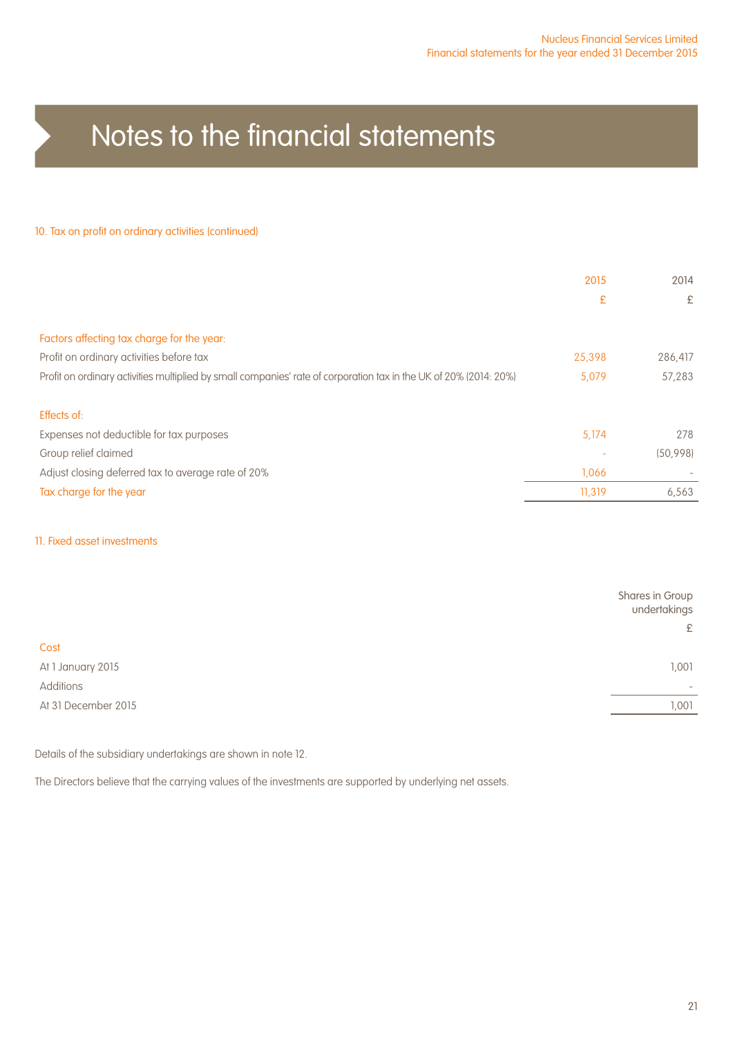# Notes to the financial statements

## 10. Tax on profit on ordinary activities (continued)

| | 2015 | 2014 |
|---|---|---|
| | £ | £ |
| **Factors affecting tax charge for the year:** | | |
| Profit on ordinary activities before tax | 25,398 | 286,417 |
| Profit on ordinary activities multiplied by small companies' rate of corporation tax in the UK of 20% (2014: 20%) | 5,079 | 57,283 |
| **Effects of:** | | |
| Expenses not deductible for tax purposes | 5,174 | 278 |
| Group relief claimed | - | (50,998) |
| Adjust closing deferred tax to average rate of 20% | 1,066 | - |
| Tax charge for the year | 11,319 | 6,563 |

## 11. Fixed asset investments

| | Shares in Group undertakings |
|---|---|
| | £ |
| **Cost** | |
| At 1 January 2015 | 1,001 |
| Additions | - |
| At 31 December 2015 | 1,001 |

Details of the subsidiary undertakings are shown in note 12.

The Directors believe that the carrying values of the investments are supported by underlying net assets.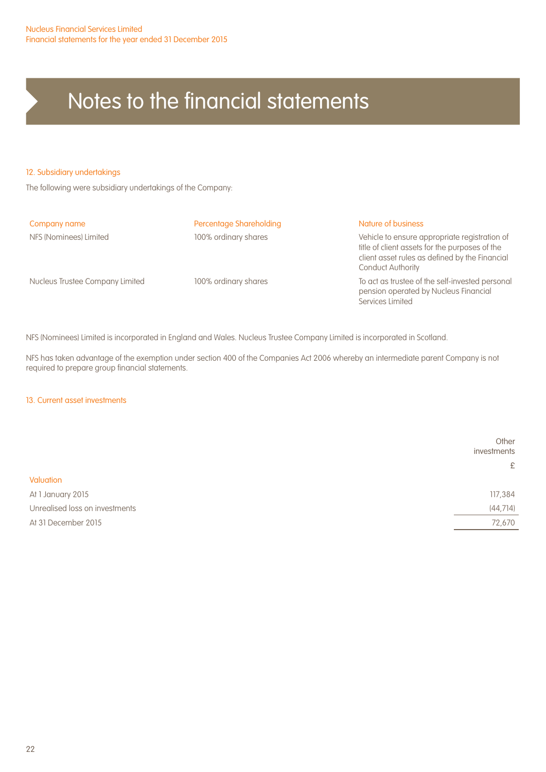# Notes to the financial statements

## 12. Subsidiary undertakings

The following were subsidiary undertakings of the Company:

| Company name | Percentage Shareholding | Nature of business |
|---|---|---|
| NFS (Nominees) Limited | 100% ordinary shares | Vehicle to ensure appropriate registration of title of client assets for the purposes of the client asset rules as defined by the Financial Conduct Authority |
| Nucleus Trustee Company Limited | 100% ordinary shares | To act as trustee of the self-invested personal pension operated by Nucleus Financial Services Limited |

NFS (Nominees) Limited is incorporated in England and Wales. Nucleus Trustee Company Limited is incorporated in Scotland.

NFS has taken advantage of the exemption under section 400 of the Companies Act 2006 whereby an intermediate parent Company is not required to prepare group financial statements.

## 13. Current asset investments

| | Other investments |
|---|---|
| | £ |
| **Valuation** | |
| At 1 January 2015 | 117,384 |
| Unrealised loss on investments | (44,714) |
| At 31 December 2015 | 72,670 |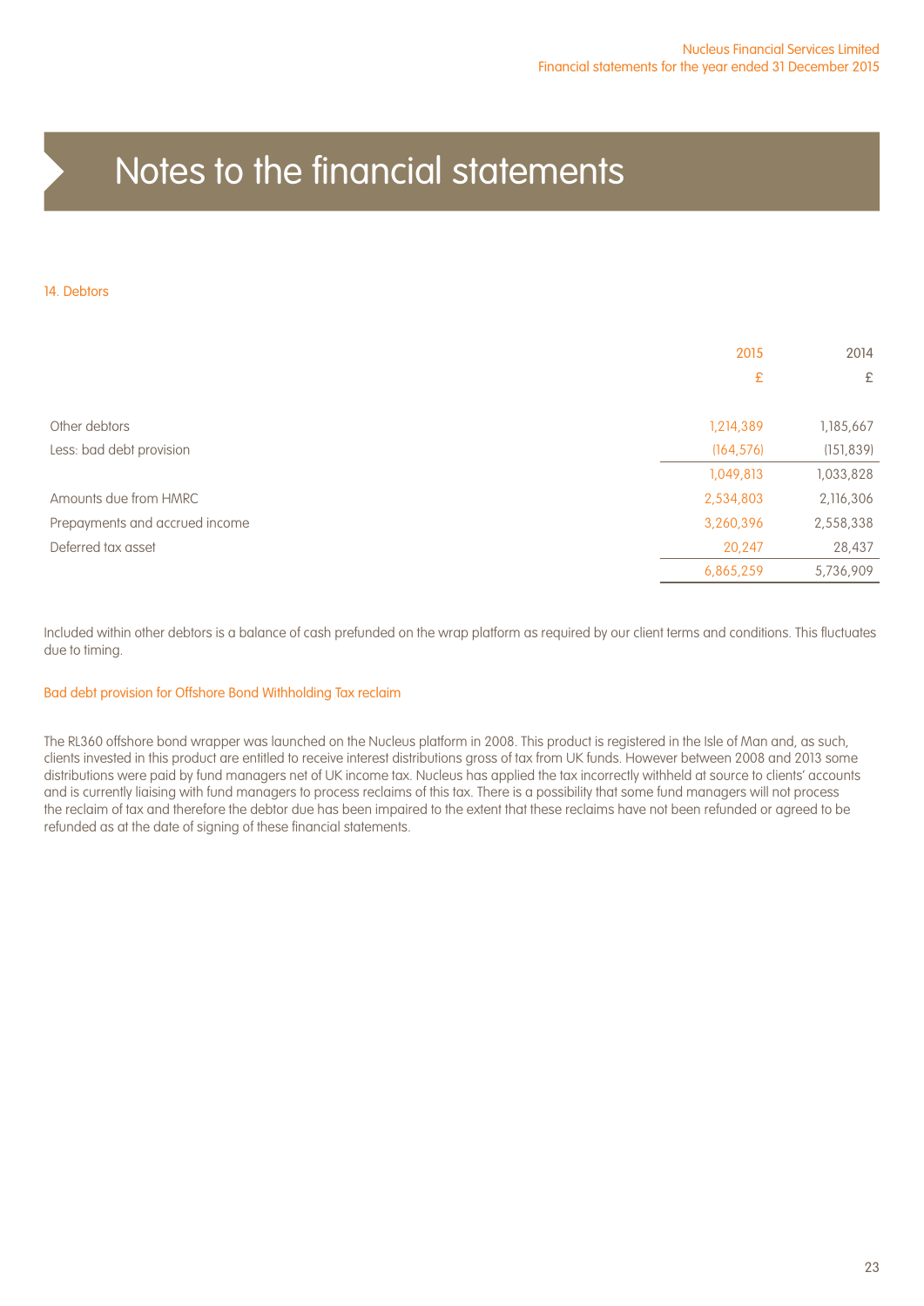# Notes to the financial statements

## 14. Debtors

| | 2015 | 2014 |
|---|---|---|
| | £ | £ |
| Other debtors | 1,214,389 | 1,185,667 |
| Less: bad debt provision | (164,576) | (151,839) |
| | 1,049,813 | 1,033,828 |
| Amounts due from HMRC | 2,534,803 | 2,116,306 |
| Prepayments and accrued income | 3,260,396 | 2,558,338 |
| Deferred tax asset | 20,247 | 28,437 |
| | 6,865,259 | 5,736,909 |

Included within other debtors is a balance of cash prefunded on the wrap platform as required by our client terms and conditions. This fluctuates due to timing.

### Bad debt provision for Offshore Bond Withholding Tax reclaim

The RL360 offshore bond wrapper was launched on the Nucleus platform in 2008. This product is registered in the Isle of Man and, as such, clients invested in this product are entitled to receive interest distributions gross of tax from UK funds. However between 2008 and 2013 some distributions were paid by fund managers net of UK income tax. Nucleus has applied the tax incorrectly withheld at source to clients' accounts and is currently liaising with fund managers to process reclaims of this tax. There is a possibility that some fund managers will not process the reclaim of tax and therefore the debtor due has been impaired to the extent that these reclaims have not been refunded or agreed to be refunded as at the date of signing of these financial statements.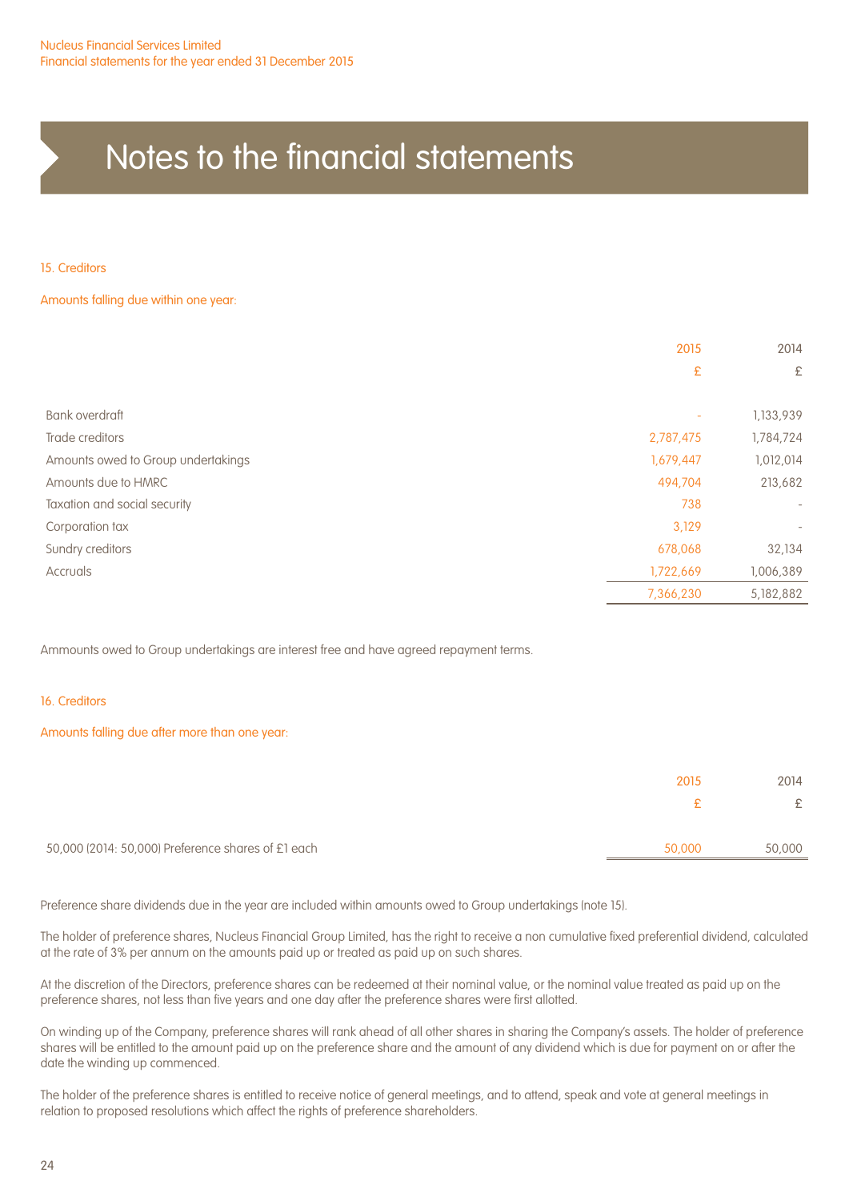# Notes to the financial statements

## 15. Creditors

### Amounts falling due within one year:

| | 2015 | 2014 |
|---|---|---|
| | £ | £ |
| Bank overdraft | - | 1,133,939 |
| Trade creditors | 2,787,475 | 1,784,724 |
| Amounts owed to Group undertakings | 1,679,447 | 1,012,014 |
| Amounts due to HMRC | 494,704 | 213,682 |
| Taxation and social security | 738 | - |
| Corporation tax | 3,129 | - |
| Sundry creditors | 678,068 | 32,134 |
| Accruals | 1,722,669 | 1,006,389 |
| | 7,366,230 | 5,182,882 |

Ammounts owed to Group undertakings are interest free and have agreed repayment terms.

## 16. Creditors

### Amounts falling due after more than one year:

| | 2015 | 2014 |
|---|---|---|
| | £ | £ |
| 50,000 (2014: 50,000) Preference shares of £1 each | 50,000 | 50,000 |

Preference share dividends due in the year are included within amounts owed to Group undertakings (note 15).

The holder of preference shares, Nucleus Financial Group Limited, has the right to receive a non cumulative fixed preferential dividend, calculated at the rate of 3% per annum on the amounts paid up or treated as paid up on such shares.

At the discretion of the Directors, preference shares can be redeemed at their nominal value, or the nominal value treated as paid up on the preference shares, not less than five years and one day after the preference shares were first allotted.

On winding up of the Company, preference shares will rank ahead of all other shares in sharing the Company's assets. The holder of preference shares will be entitled to the amount paid up on the preference share and the amount of any dividend which is due for payment on or after the date the winding up commenced.

The holder of the preference shares is entitled to receive notice of general meetings, and to attend, speak and vote at general meetings in relation to proposed resolutions which affect the rights of preference shareholders.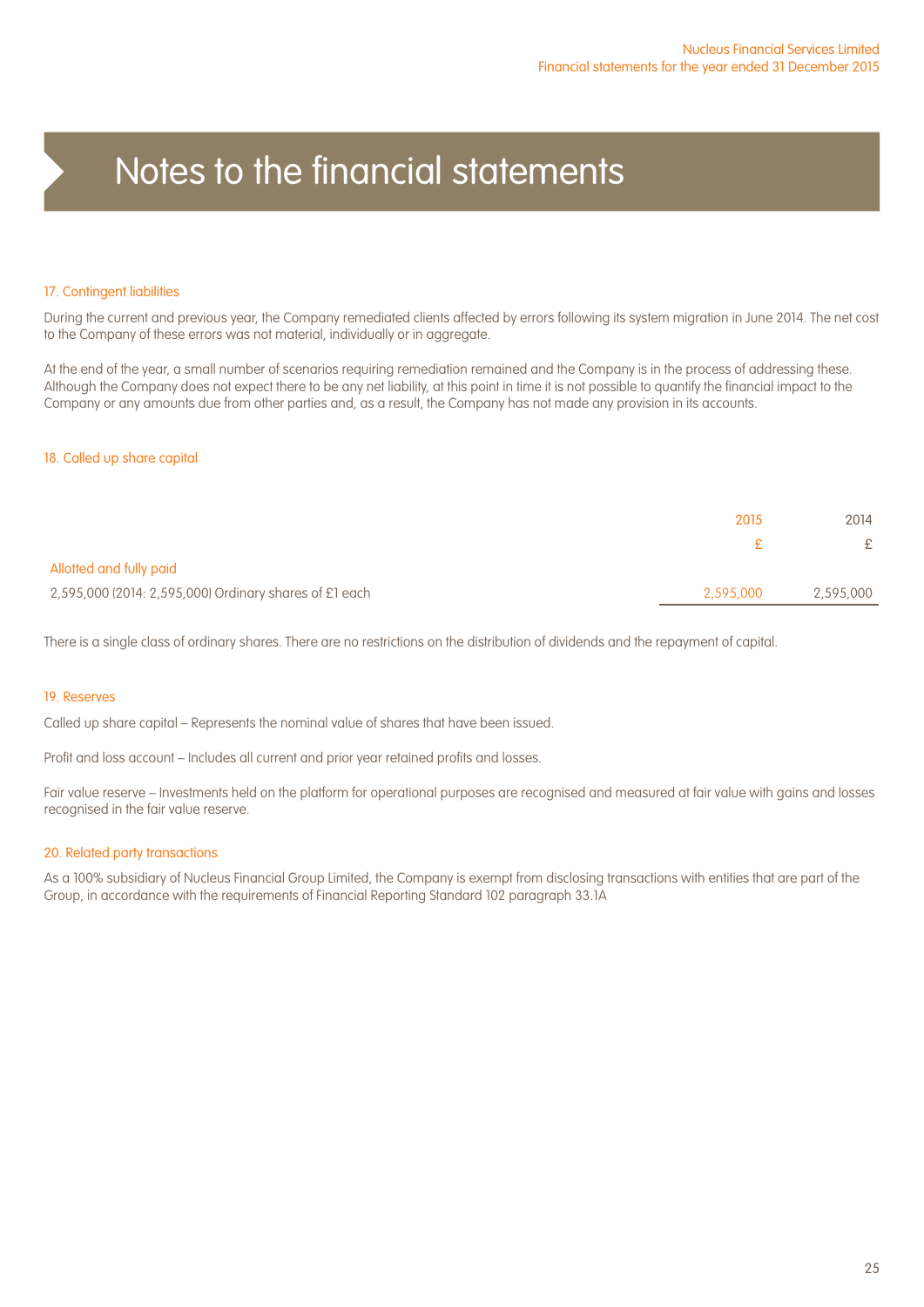# Notes to the financial statements

## 17. Contingent liabilities

During the current and previous year, the Company remediated clients affected by errors following its system migration in June 2014. The net cost to the Company of these errors was not material, individually or in aggregate.

At the end of the year, a small number of scenarios requiring remediation remained and the Company is in the process of addressing these. Although the Company does not expect there to be any net liability, at this point in time it is not possible to quantify the financial impact to the Company or any amounts due from other parties and, as a result, the Company has not made any provision in its accounts.

## 18. Called up share capital

| | 2015 | 2014 |
|---|---|---|
| | £ | £ |
| **Allotted and fully paid** | | |
| 2,595,000 (2014: 2,595,000) Ordinary shares of £1 each | 2,595,000 | 2,595,000 |

There is a single class of ordinary shares. There are no restrictions on the distribution of dividends and the repayment of capital.

## 19. Reserves

Called up share capital – Represents the nominal value of shares that have been issued.

Profit and loss account – Includes all current and prior year retained profits and losses.

Fair value reserve – Investments held on the platform for operational purposes are recognised and measured at fair value with gains and losses recognised in the fair value reserve.

## 20. Related party transactions

As a 100% subsidiary of Nucleus Financial Group Limited, the Company is exempt from disclosing transactions with entities that are part of the Group, in accordance with the requirements of Financial Reporting Standard 102 paragraph 33.1A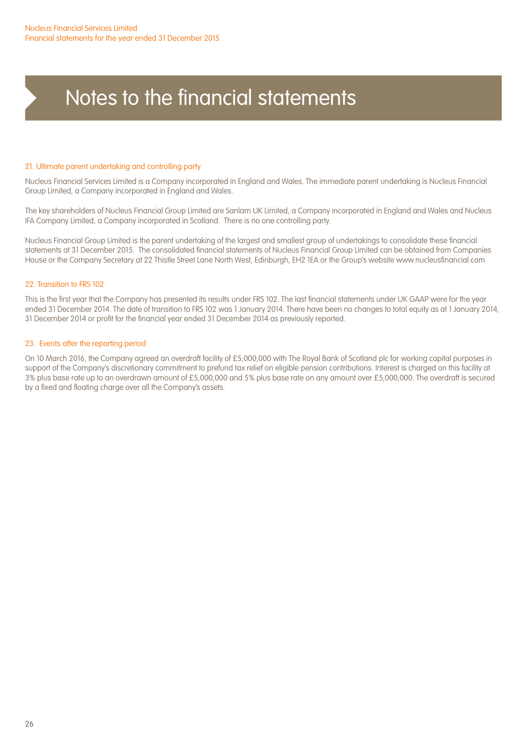# Notes to the financial statements

## 21. Ultimate parent undertaking and controlling party

Nucleus Financial Services Limited is a Company incorporated in England and Wales. The immediate parent undertaking is Nucleus Financial Group Limited, a Company incorporated in England and Wales.

The key shareholders of Nucleus Financial Group Limited are Sanlam UK Limited, a Company incorporated in England and Wales and Nucleus IFA Company Limited, a Company incorporated in Scotland. There is no one controlling party.

Nucleus Financial Group Limited is the parent undertaking of the largest and smallest group of undertakings to consolidate these financial statements at 31 December 2015. The consolidated financial statements of Nucleus Financial Group Limited can be obtained from Companies House or the Company Secretary at 22 Thistle Street Lane North West, Edinburgh, EH2 1EA or the Group's website www.nucleusfinancial.com

## 22. Transition to FRS 102

This is the first year that the Company has presented its results under FRS 102. The last financial statements under UK GAAP were for the year ended 31 December 2014. The date of transition to FRS 102 was 1 January 2014. There have been no changes to total equity as at 1 January 2014, 31 December 2014 or profit for the financial year ended 31 December 2014 as previously reported.

## 23. Events after the reporting period

On 10 March 2016, the Company agreed an overdraft facility of £5,000,000 with The Royal Bank of Scotland plc for working capital purposes in support of the Company's discretionary commitment to prefund tax relief on eligible pension contributions. Interest is charged on this facility at 3% plus base rate up to an overdrawn amount of £5,000,000 and 5% plus base rate on any amount over £5,000,000. The overdraft is secured by a fixed and floating charge over all the Company's assets.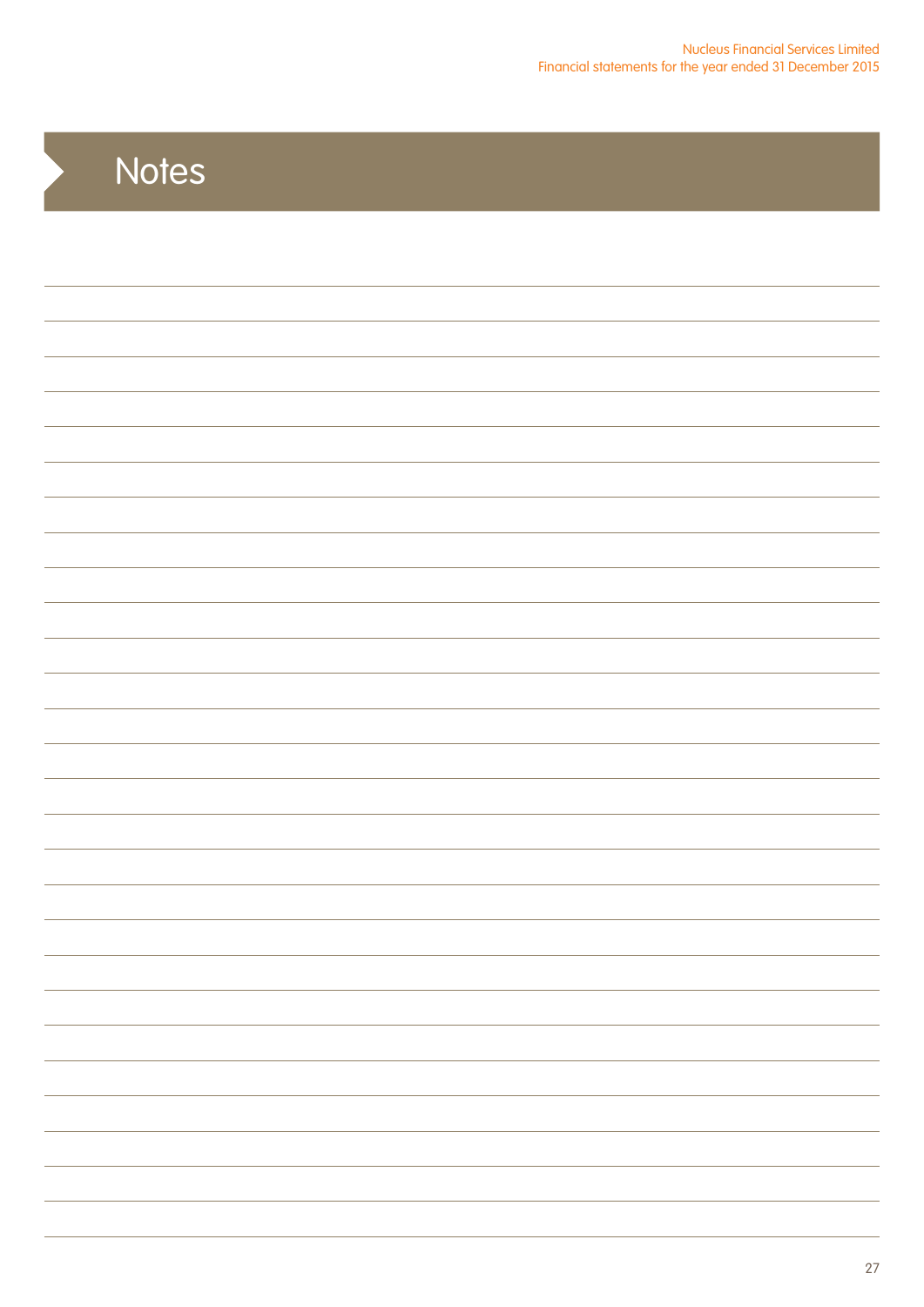# Notes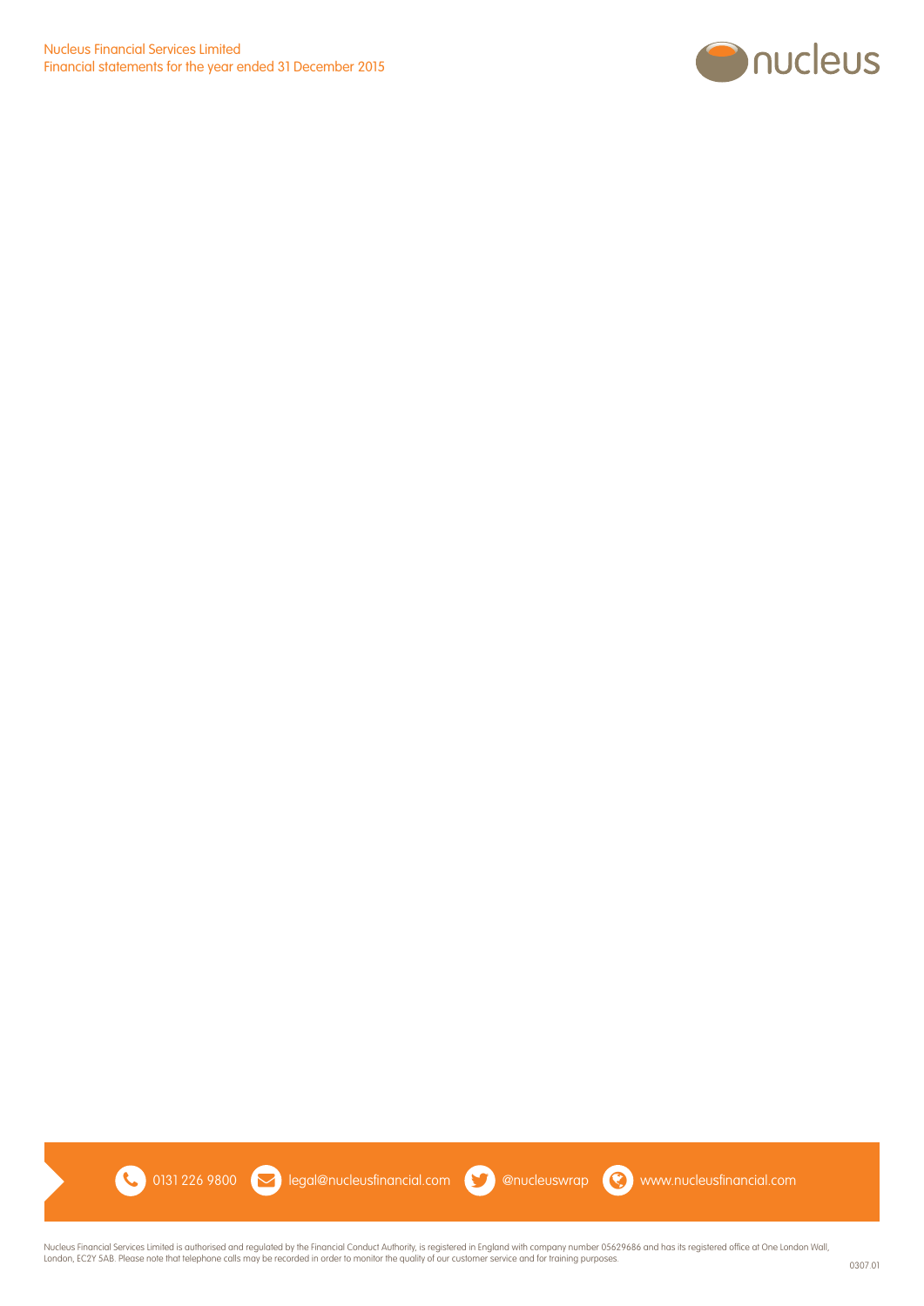0131 226 9800 legal@nucleusfinancial.com @nucleuswrap www.nucleusfinancial.com

Nucleus Financial Services Limited is authorised and regulated by the Financial Conduct Authority, is registered in England with company number 05629686 and has its registered office at One London Wall, London, EC2Y 5AB. Please note that telephone calls may be recorded in order to monitor the quality of our customer service and for training purposes.

0307.01